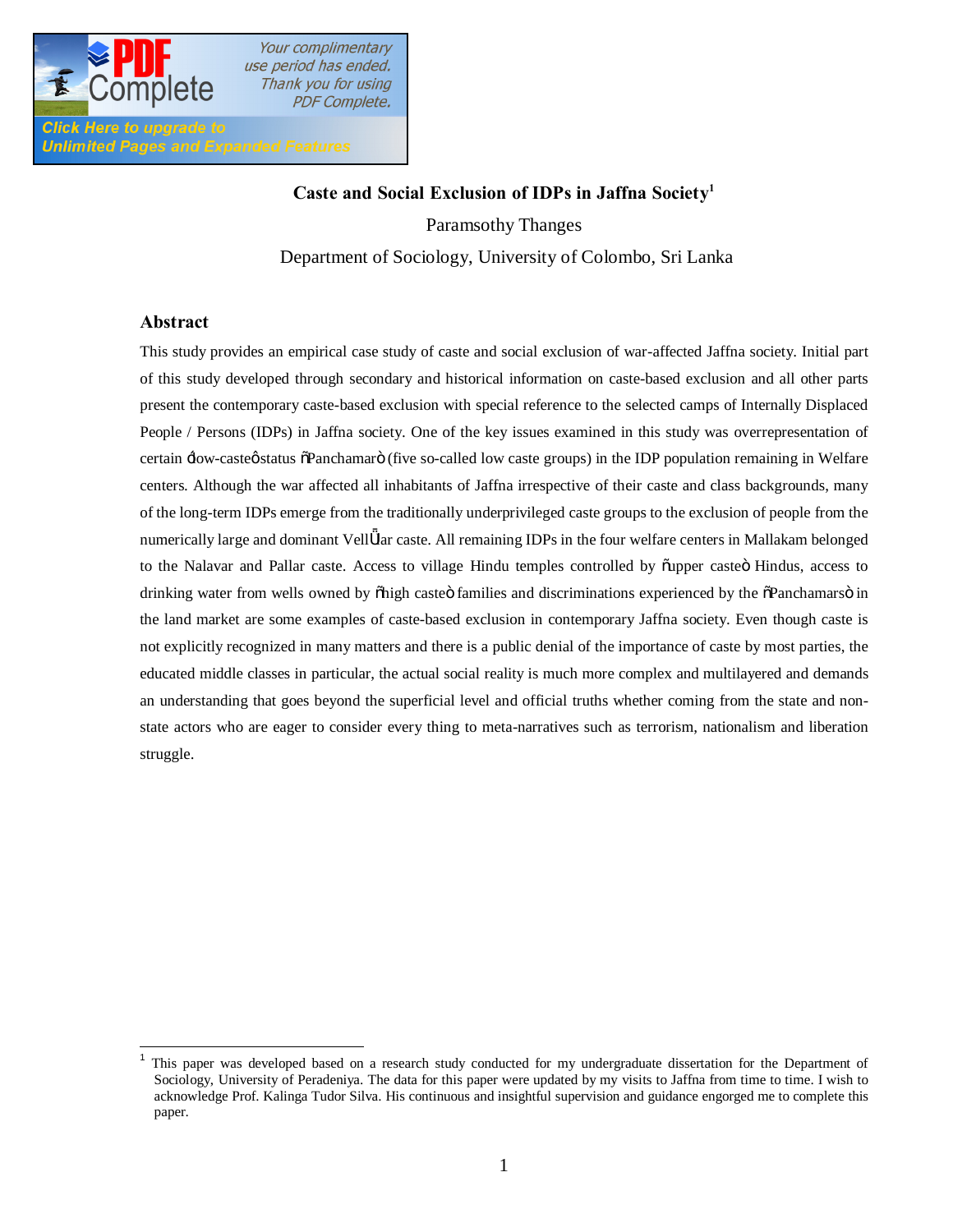# Caste and Social Exclusion of IDPs in Jaffna Society[1]

Paramsothy Thanges

Department of Sociology, University of Colombo, Sri Lanka

## Abstract

This study provides an empirical case study of caste and social exclusion of war-affected Jaffna society. Initial part of this study developed through secondary and historical information on caste-based exclusion and all other parts present the contemporary caste-based exclusion with special reference to the selected camps of Internally Displaced People / Persons (IDPs) in Jaffna society. One of the key issues examined in this study was overrepresentation of certain 'low-caste' status "Panchamar" (five so-called low caste groups) in the IDP population remaining in Welfare centers. Although the war affected all inhabitants of Jaffna irrespective of their caste and class backgrounds, many of the long-term IDPs emerge from the traditionally underprivileged caste groups to the exclusion of people from the numerically large and dominant Vellāar caste. All remaining IDPs in the four welfare centers in Mallakam belonged to the Nalavar and Pallar caste. Access to village Hindu temples controlled by "upper caste" Hindus, access to drinking water from wells owned by "high caste" families and discriminations experienced by the "Panchamars" in the land market are some examples of caste-based exclusion in contemporary Jaffna society. Even though caste is not explicitly recognized in many matters and there is a public denial of the importance of caste by most parties, the educated middle classes in particular, the actual social reality is much more complex and multilayered and demands an understanding that goes beyond the superficial level and official truths whether coming from the state and non-state actors who are eager to consider every thing to meta-narratives such as terrorism, nationalism and liberation struggle.

---

[1] This paper was developed based on a research study conducted for my undergraduate dissertation for the Department of Sociology, University of Peradeniya. The data for this paper were updated by my visits to Jaffna from time to time. I wish to acknowledge Prof. Kalinga Tudor Silva. His continuous and insightful supervision and guidance engorged me to complete this paper.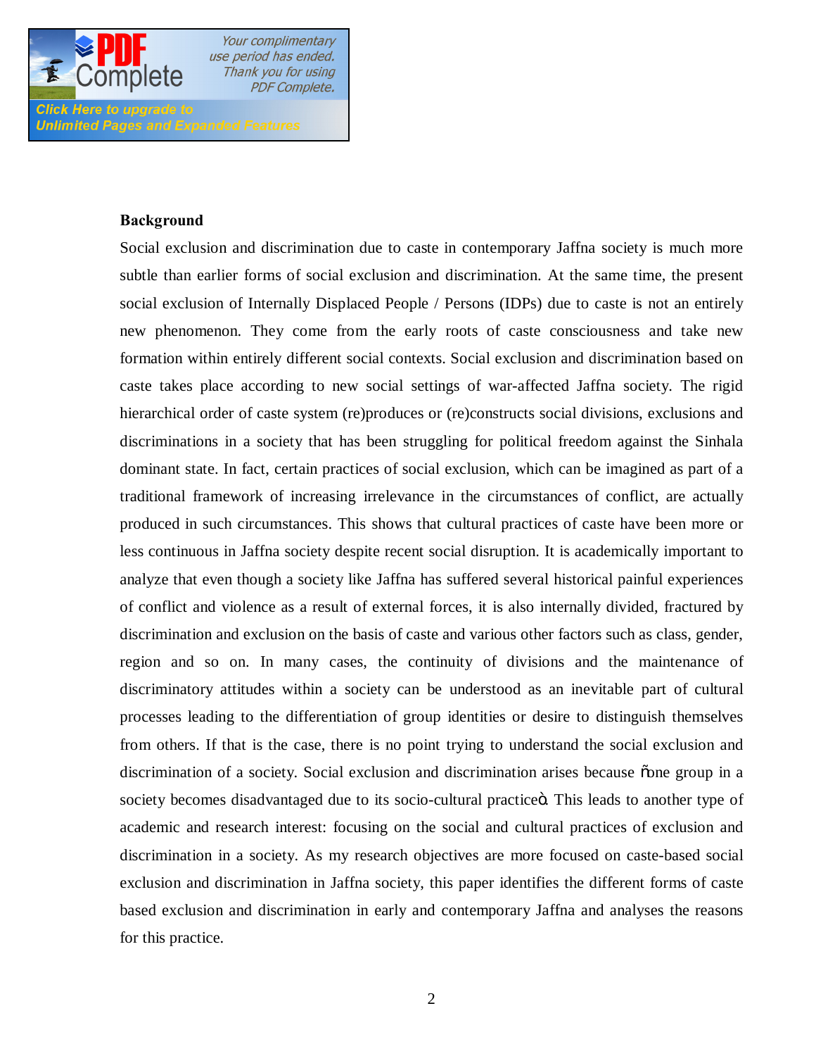## Background

Social exclusion and discrimination due to caste in contemporary Jaffna society is much more subtle than earlier forms of social exclusion and discrimination. At the same time, the present social exclusion of Internally Displaced People / Persons (IDPs) due to caste is not an entirely new phenomenon. They come from the early roots of caste consciousness and take new formation within entirely different social contexts. Social exclusion and discrimination based on caste takes place according to new social settings of war-affected Jaffna society. The rigid hierarchical order of caste system (re)produces or (re)constructs social divisions, exclusions and discriminations in a society that has been struggling for political freedom against the Sinhala dominant state. In fact, certain practices of social exclusion, which can be imagined as part of a traditional framework of increasing irrelevance in the circumstances of conflict, are actually produced in such circumstances. This shows that cultural practices of caste have been more or less continuous in Jaffna society despite recent social disruption. It is academically important to analyze that even though a society like Jaffna has suffered several historical painful experiences of conflict and violence as a result of external forces, it is also internally divided, fractured by discrimination and exclusion on the basis of caste and various other factors such as class, gender, region and so on. In many cases, the continuity of divisions and the maintenance of discriminatory attitudes within a society can be understood as an inevitable part of cultural processes leading to the differentiation of group identities or desire to distinguish themselves from others. If that is the case, there is no point trying to understand the social exclusion and discrimination of a society. Social exclusion and discrimination arises because "one group in a society becomes disadvantaged due to its socio-cultural practice". This leads to another type of academic and research interest: focusing on the social and cultural practices of exclusion and discrimination in a society. As my research objectives are more focused on caste-based social exclusion and discrimination in Jaffna society, this paper identifies the different forms of caste based exclusion and discrimination in early and contemporary Jaffna and analyses the reasons for this practice.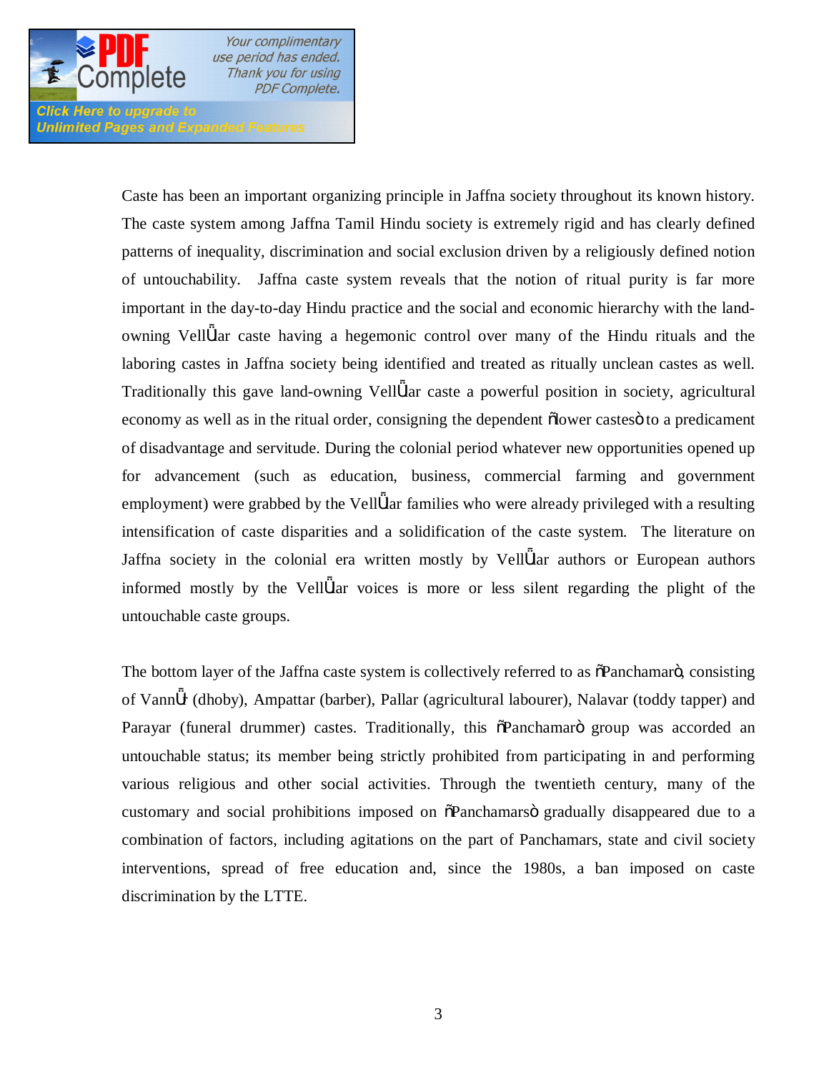Caste has been an important organizing principle in Jaffna society throughout its known history. The caste system among Jaffna Tamil Hindu society is extremely rigid and has clearly defined patterns of inequality, discrimination and social exclusion driven by a religiously defined notion of untouchability. Jaffna caste system reveals that the notion of ritual purity is far more important in the day-to-day Hindu practice and the social and economic hierarchy with the land-owning Vellālar caste having a hegemonic control over many of the Hindu rituals and the laboring castes in Jaffna society being identified and treated as ritually unclean castes as well. Traditionally this gave land-owning Vellālar caste a powerful position in society, agricultural economy as well as in the ritual order, consigning the dependent "lower castes" to a predicament of disadvantage and servitude. During the colonial period whatever new opportunities opened up for advancement (such as education, business, commercial farming and government employment) were grabbed by the Vellālar families who were already privileged with a resulting intensification of caste disparities and a solidification of the caste system. The literature on Jaffna society in the colonial era written mostly by Vellālar authors or European authors informed mostly by the Vellālar voices is more or less silent regarding the plight of the untouchable caste groups.

The bottom layer of the Jaffna caste system is collectively referred to as "Panchamar", consisting of Vannār (dhoby), Ampattar (barber), Pallar (agricultural labourer), Nalavar (toddy tapper) and Parayar (funeral drummer) castes. Traditionally, this "Panchamar" group was accorded an untouchable status; its member being strictly prohibited from participating in and performing various religious and other social activities. Through the twentieth century, many of the customary and social prohibitions imposed on "Panchamars" gradually disappeared due to a combination of factors, including agitations on the part of Panchamars, state and civil society interventions, spread of free education and, since the 1980s, a ban imposed on caste discrimination by the LTTE.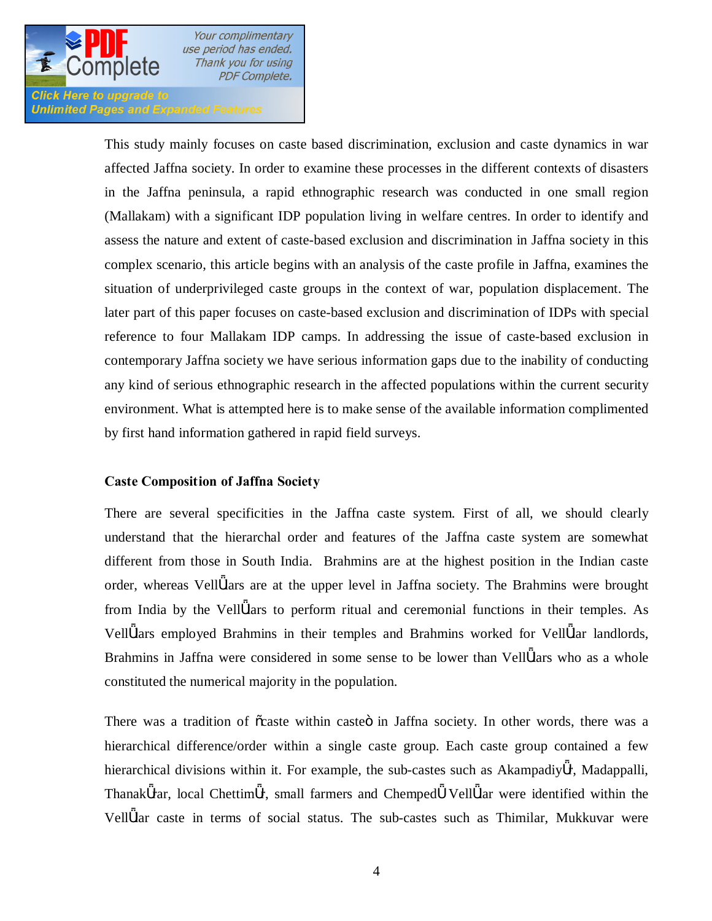This study mainly focuses on caste based discrimination, exclusion and caste dynamics in war affected Jaffna society. In order to examine these processes in the different contexts of disasters in the Jaffna peninsula, a rapid ethnographic research was conducted in one small region (Mallakam) with a significant IDP population living in welfare centres. In order to identify and assess the nature and extent of caste-based exclusion and discrimination in Jaffna society in this complex scenario, this article begins with an analysis of the caste profile in Jaffna, examines the situation of underprivileged caste groups in the context of war, population displacement. The later part of this paper focuses on caste-based exclusion and discrimination of IDPs with special reference to four Mallakam IDP camps. In addressing the issue of caste-based exclusion in contemporary Jaffna society we have serious information gaps due to the inability of conducting any kind of serious ethnographic research in the affected populations within the current security environment. What is attempted here is to make sense of the available information complimented by first hand information gathered in rapid field surveys.

**Caste Composition of Jaffna Society**

There are several specificities in the Jaffna caste system. First of all, we should clearly understand that the hierarchal order and features of the Jaffna caste system are somewhat different from those in South India. Brahmins are at the highest position in the Indian caste order, whereas Vellālars are at the upper level in Jaffna society. The Brahmins were brought from India by the Vellālars to perform ritual and ceremonial functions in their temples. As Vellālars employed Brahmins in their temples and Brahmins worked for Vellālar landlords, Brahmins in Jaffna were considered in some sense to be lower than Vellālars who as a whole constituted the numerical majority in the population.

There was a tradition of "caste within caste" in Jaffna society. In other words, there was a hierarchical difference/order within a single caste group. Each caste group contained a few hierarchical divisions within it. For example, the sub-castes such as Akampadiyār, Madappalli, Thanakārar, local Chettimār, small farmers and Chempedā Vellālar were identified within the Vellālar caste in terms of social status. The sub-castes such as Thimilar, Mukkuvar were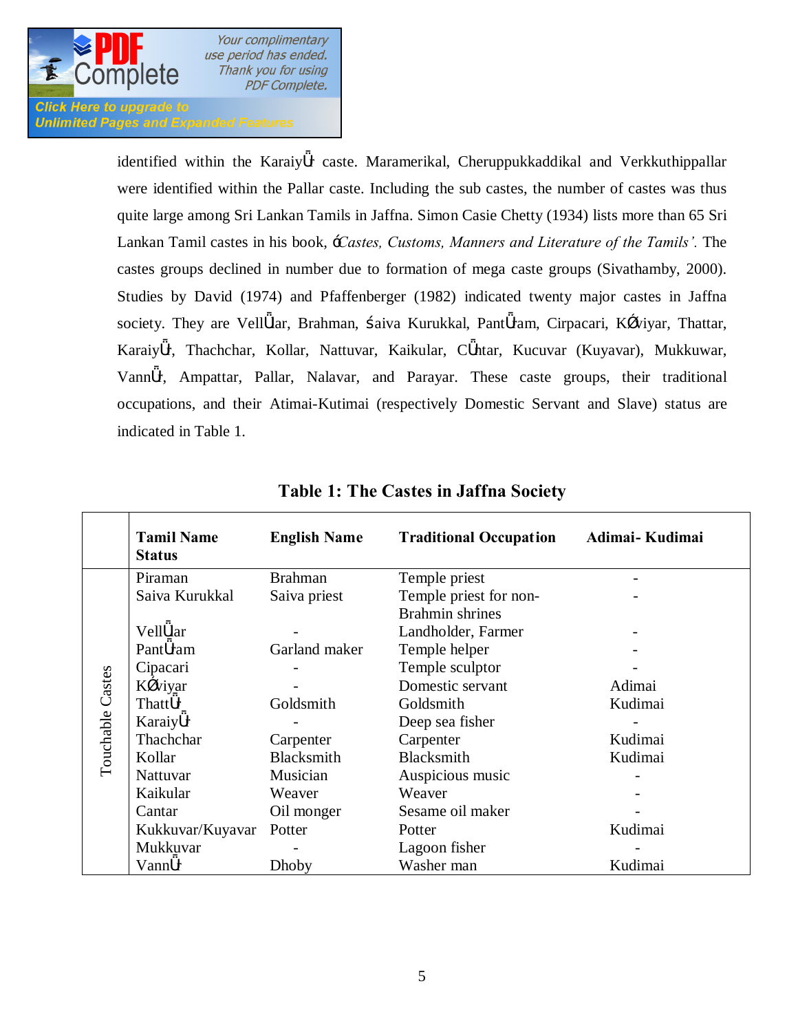identified within the Karaiyἁr caste. Maramerikal, Cheruppukkaddikal and Verkkuthippallar were identified within the Pallar caste. Including the sub castes, the number of castes was thus quite large among Sri Lankan Tamils in Jaffna. Simon Casie Chetty (1934) lists more than 65 Sri Lankan Tamil castes in his book, *'Castes, Customs, Manners and Literature of the Tamils'*. The castes groups declined in number due to formation of mega caste groups (Sivathamby, 2000). Studies by David (1974) and Pfaffenberger (1982) indicated twenty major castes in Jaffna society. They are Vellἁlar, Brahman, Śaiva Kurukkal, Pantἁram, Cirpacari, KŐviyar, Thattar, Karaiyἁr, Thachchar, Kollar, Nattuvar, Kaikular, Cἁntar, Kucuvar (Kuyavar), Mukkuwar, Vannἁr, Ampattar, Pallar, Nalavar, and Parayar. These caste groups, their traditional occupations, and their Atimai-Kutimai (respectively Domestic Servant and Slave) status are indicated in Table 1.

**Table 1: The Castes in Jaffna Society**

| | Tamil Name Status | English Name | Traditional Occupation | Adimai- Kudimai |
|---|---|---|---|---|
| Touchable Castes | Piraman | Brahman | Temple priest | - |
| | Saiva Kurukkal | Saiva priest | Temple priest for non-Brahmin shrines | - |
| | Vellἁlar | - | Landholder, Farmer | - |
| | Pantἁram | Garland maker | Temple helper | - |
| | Cipacari | - | Temple sculptor | - |
| | KŐviyar | - | Domestic servant | Adimai |
| | Thattἁr | Goldsmith | Goldsmith | Kudimai |
| | Karaiyἁr | - | Deep sea fisher | - |
| | Thachchar | Carpenter | Carpenter | Kudimai |
| | Kollar | Blacksmith | Blacksmith | Kudimai |
| | Nattuvar | Musician | Auspicious music | - |
| | Kaikular | Weaver | Weaver | - |
| | Cantar | Oil monger | Sesame oil maker | - |
| | Kukkuvar/Kuyavar | Potter | Potter | Kudimai |
| | Mukkuvar | - | Lagoon fisher | - |
| | Vannἁr | Dhoby | Washer man | Kudimai |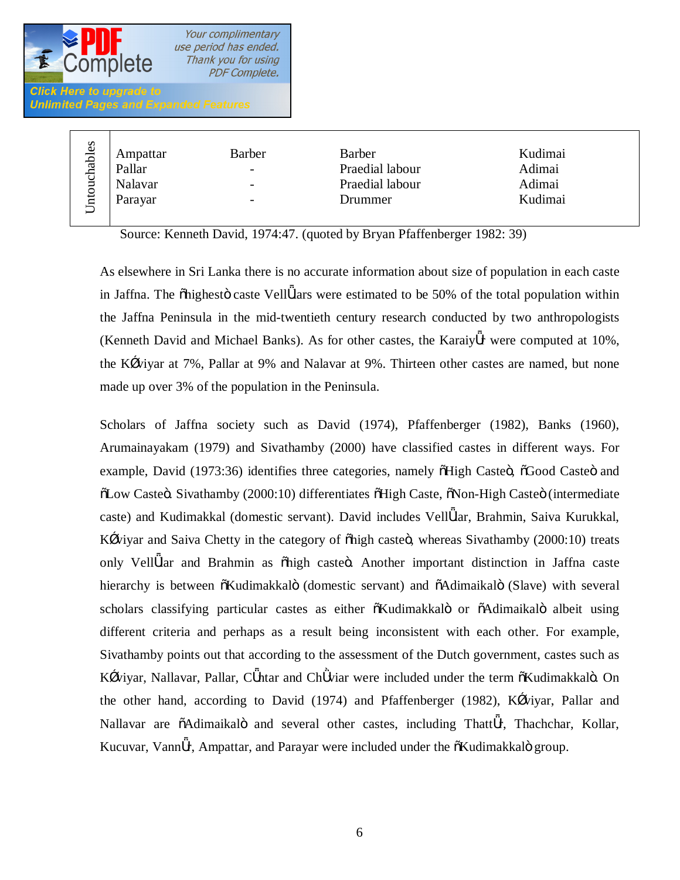| Untouchables | | | | |
|---|---|---|---|---|
| | Ampattar | Barber | Barber | Kudimai |
| | Pallar | - | Praedial labour | Adimai |
| | Nalavar | - | Praedial labour | Adimai |
| | Parayar | - | Drummer | Kudimai |

Source: Kenneth David, 1974:47. (quoted by Bryan Pfaffenberger 1982: 39)

As elsewhere in Sri Lanka there is no accurate information about size of population in each caste in Jaffna. The ñhighestò caste VellŰars were estimated to be 50% of the total population within the Jaffna Peninsula in the mid-twentieth century research conducted by two anthropologists (Kenneth David and Michael Banks). As for other castes, the KaraiyŰr were computed at 10%, the KØviyar at 7%, Pallar at 9% and Nalavar at 9%. Thirteen other castes are named, but none made up over 3% of the population in the Peninsula.

Scholars of Jaffna society such as David (1974), Pfaffenberger (1982), Banks (1960), Arumainayakam (1979) and Sivathamby (2000) have classified castes in different ways. For example, David (1973:36) identifies three categories, namely ñHigh Casteò, ñGood Casteò and ñLow Casteò. Sivathamby (2000:10) differentiates ñHigh Caste, ñNon-High Casteò (intermediate caste) and Kudimakkal (domestic servant). David includes VellŰar, Brahmin, Saiva Kurukkal, KØviyar and Saiva Chetty in the category of ñhigh casteò, whereas Sivathamby (2000:10) treats only VellŰar and Brahmin as ñhigh casteò. Another important distinction in Jaffna caste hierarchy is between ñKudimakkalò (domestic servant) and ñAdimaikalò (Slave) with several scholars classifying particular castes as either ñKudimakkalò or ñAdimaikalò albeit using different criteria and perhaps as a result being inconsistent with each other. For example, Sivathamby points out that according to the assessment of the Dutch government, castes such as KØviyar, Nallavar, Pallar, CŰntar and ChŨviar were included under the term ñKudimakkalò. On the other hand, according to David (1974) and Pfaffenberger (1982), KØviyar, Pallar and Nallavar are ñAdimaikalò and several other castes, including ThattŰr, Thachchar, Kollar, Kucuvar, VannŰr, Ampattar, and Parayar were included under the ñKudimakkalò group.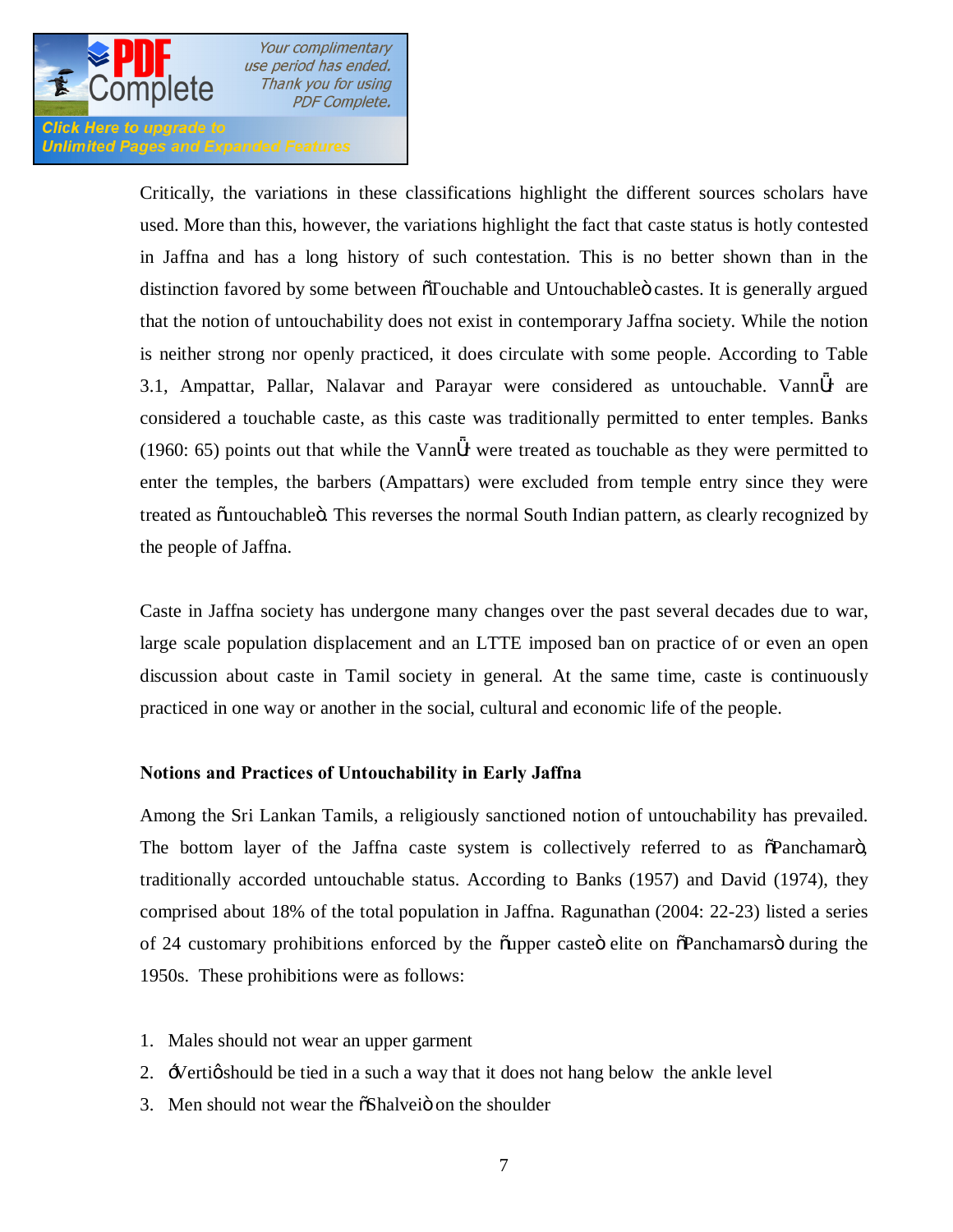Critically, the variations in these classifications highlight the different sources scholars have used. More than this, however, the variations highlight the fact that caste status is hotly contested in Jaffna and has a long history of such contestation. This is no better shown than in the distinction favored by some between "Touchable and Untouchable" castes. It is generally argued that the notion of untouchability does not exist in contemporary Jaffna society. While the notion is neither strong nor openly practiced, it does circulate with some people. According to Table 3.1, Ampattar, Pallar, Nalavar and Parayar were considered as untouchable. Vannār are considered a touchable caste, as this caste was traditionally permitted to enter temples. Banks (1960: 65) points out that while the Vannār were treated as touchable as they were permitted to enter the temples, the barbers (Ampattars) were excluded from temple entry since they were treated as "untouchable". This reverses the normal South Indian pattern, as clearly recognized by the people of Jaffna.

Caste in Jaffna society has undergone many changes over the past several decades due to war, large scale population displacement and an LTTE imposed ban on practice of or even an open discussion about caste in Tamil society in general. At the same time, caste is continuously practiced in one way or another in the social, cultural and economic life of the people.

**Notions and Practices of Untouchability in Early Jaffna**

Among the Sri Lankan Tamils, a religiously sanctioned notion of untouchability has prevailed. The bottom layer of the Jaffna caste system is collectively referred to as "Panchamar", traditionally accorded untouchable status. According to Banks (1957) and David (1974), they comprised about 18% of the total population in Jaffna. Ragunathan (2004: 22-23) listed a series of 24 customary prohibitions enforced by the "upper caste" elite on "Panchamars" during the 1950s. These prohibitions were as follows:

1. Males should not wear an upper garment
2. 'Verti' should be tied in a such a way that it does not hang below the ankle level
3. Men should not wear the "Shalvei" on the shoulder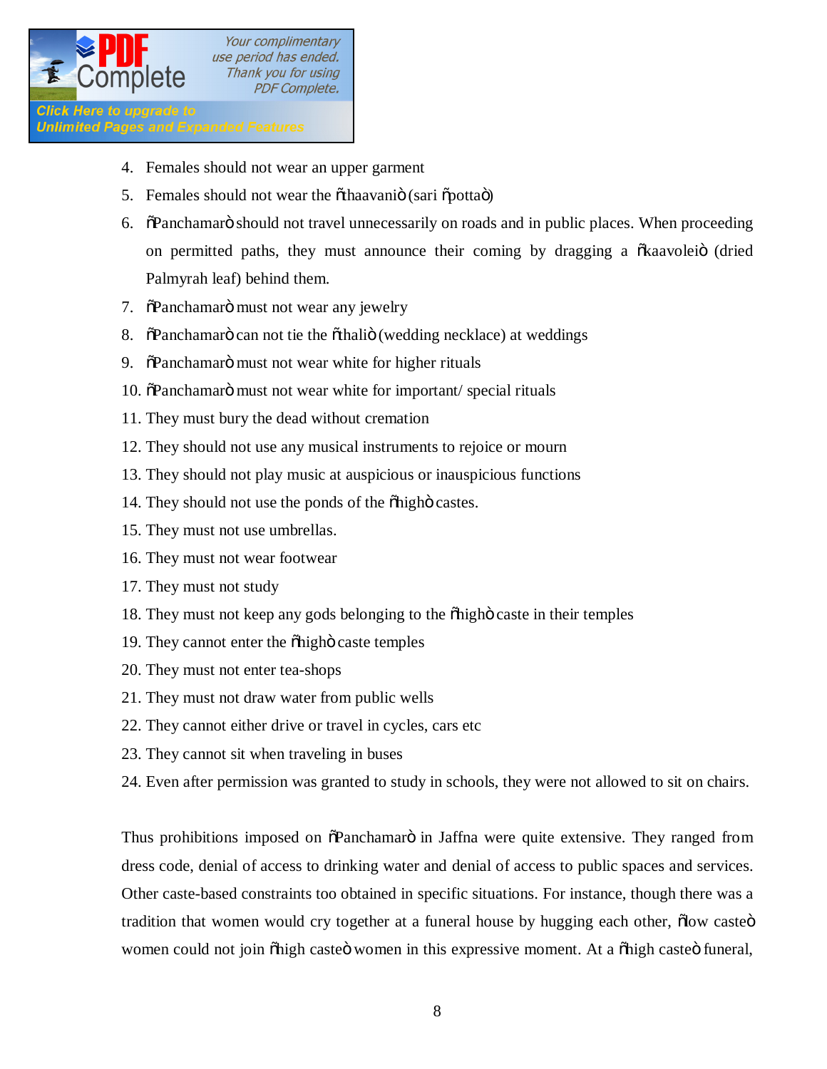4. Females should not wear an upper garment
5. Females should not wear the õthaavaniö (sari õpottaö)
6. õPanchamarö should not travel unnecessarily on roads and in public places. When proceeding on permitted paths, they must announce their coming by dragging a õkaavoleiö (dried Palmyrah leaf) behind them.
7. õPanchamarö must not wear any jewelry
8. õPanchamarö can not tie the õthaliö (wedding necklace) at weddings
9. õPanchamarö must not wear white for higher rituals
10. õPanchamarö must not wear white for important/ special rituals
11. They must bury the dead without cremation
12. They should not use any musical instruments to rejoice or mourn
13. They should not play music at auspicious or inauspicious functions
14. They should not use the ponds of the õhighö castes.
15. They must not use umbrellas.
16. They must not wear footwear
17. They must not study
18. They must not keep any gods belonging to the õhighö caste in their temples
19. They cannot enter the õhighö caste temples
20. They must not enter tea-shops
21. They must not draw water from public wells
22. They cannot either drive or travel in cycles, cars etc
23. They cannot sit when traveling in buses
24. Even after permission was granted to study in schools, they were not allowed to sit on chairs.

Thus prohibitions imposed on õPanchamarö in Jaffna were quite extensive. They ranged from dress code, denial of access to drinking water and denial of access to public spaces and services. Other caste-based constraints too obtained in specific situations. For instance, though there was a tradition that women would cry together at a funeral house by hugging each other, õlow casteö women could not join õhigh casteö women in this expressive moment. At a õhigh casteö funeral,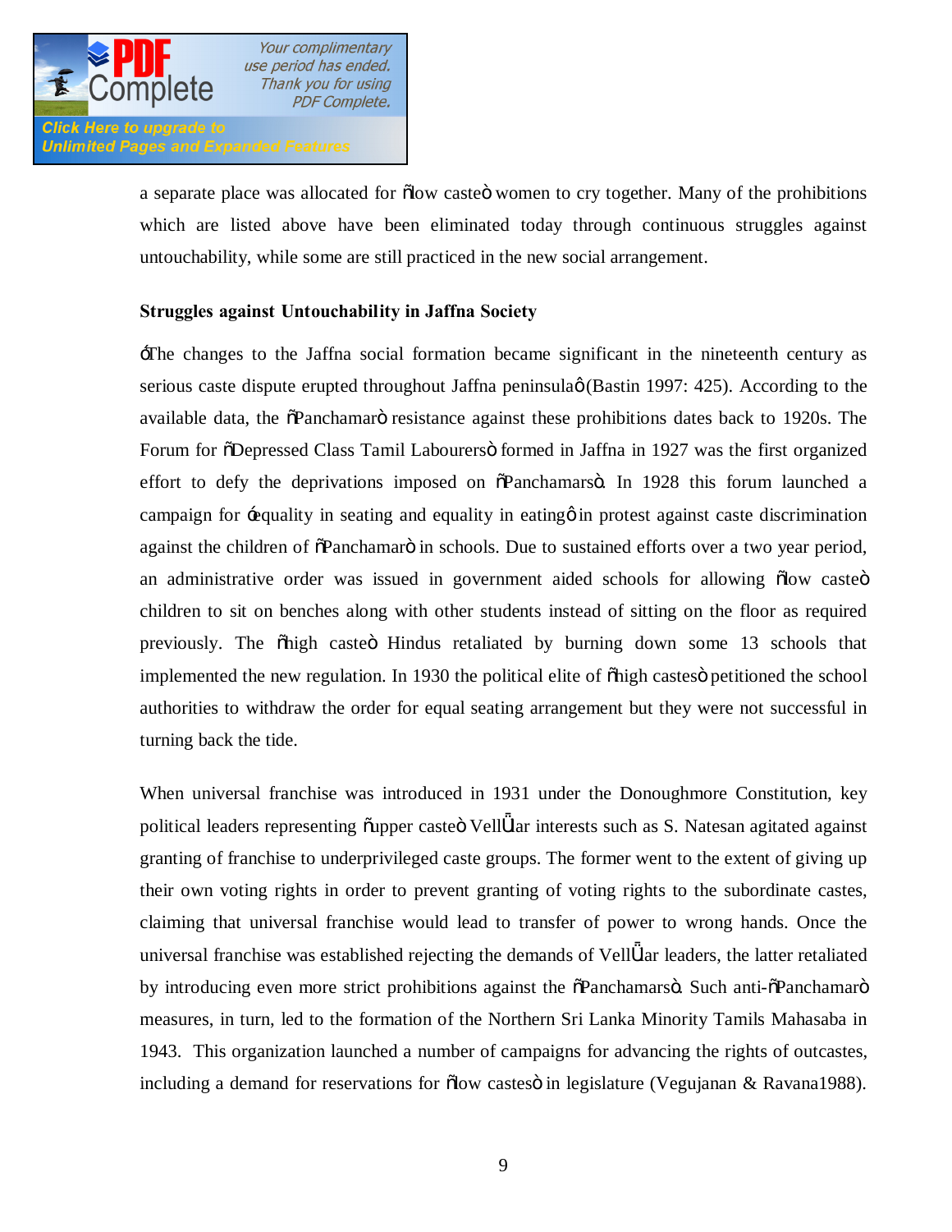a separate place was allocated for "low caste" women to cry together. Many of the prohibitions which are listed above have been eliminated today through continuous struggles against untouchability, while some are still practiced in the new social arrangement.

**Struggles against Untouchability in Jaffna Society**

'The changes to the Jaffna social formation became significant in the nineteenth century as serious caste dispute erupted throughout Jaffna peninsula' (Bastin 1997: 425). According to the available data, the "Panchamar" resistance against these prohibitions dates back to 1920s. The Forum for "Depressed Class Tamil Labourers" formed in Jaffna in 1927 was the first organized effort to defy the deprivations imposed on "Panchamars". In 1928 this forum launched a campaign for 'equality in seating and equality in eating' in protest against caste discrimination against the children of "Panchamar" in schools. Due to sustained efforts over a two year period, an administrative order was issued in government aided schools for allowing "low caste" children to sit on benches along with other students instead of sitting on the floor as required previously. The "high caste" Hindus retaliated by burning down some 13 schools that implemented the new regulation. In 1930 the political elite of "high castes" petitioned the school authorities to withdraw the order for equal seating arrangement but they were not successful in turning back the tide.

When universal franchise was introduced in 1931 under the Donoughmore Constitution, key political leaders representing "upper caste" Vellāar interests such as S. Natesan agitated against granting of franchise to underprivileged caste groups. The former went to the extent of giving up their own voting rights in order to prevent granting of voting rights to the subordinate castes, claiming that universal franchise would lead to transfer of power to wrong hands. Once the universal franchise was established rejecting the demands of Vellāar leaders, the latter retaliated by introducing even more strict prohibitions against the "Panchamars". Such anti-"Panchamar" measures, in turn, led to the formation of the Northern Sri Lanka Minority Tamils Mahasaba in 1943. This organization launched a number of campaigns for advancing the rights of outcastes, including a demand for reservations for "low castes" in legislature (Vegujanan & Ravana1988).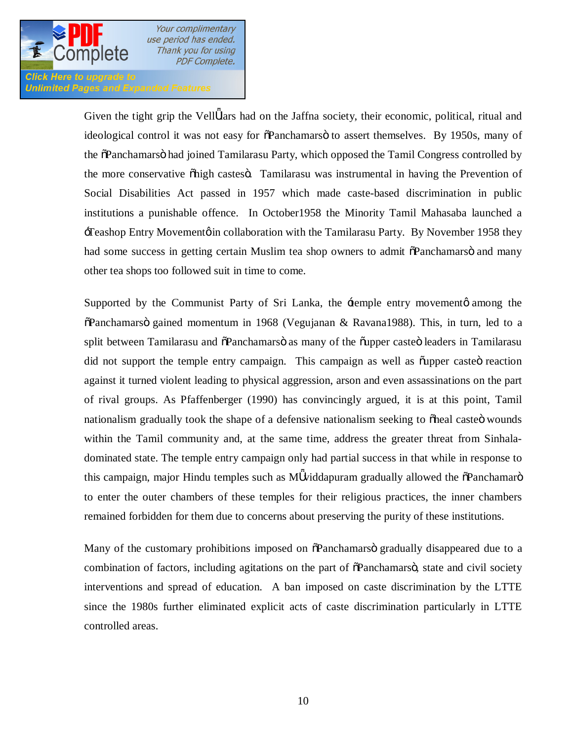Given the tight grip the Vellālars had on the Jaffna society, their economic, political, ritual and ideological control it was not easy for "Panchamars" to assert themselves. By 1950s, many of the "Panchamars" had joined Tamilarasu Party, which opposed the Tamil Congress controlled by the more conservative "high castes". Tamilarasu was instrumental in having the Prevention of Social Disabilities Act passed in 1957 which made caste-based discrimination in public institutions a punishable offence. In October1958 the Minority Tamil Mahasaba launched a 'Teashop Entry Movement' in collaboration with the Tamilarasu Party. By November 1958 they had some success in getting certain Muslim tea shop owners to admit "Panchamars" and many other tea shops too followed suit in time to come.

Supported by the Communist Party of Sri Lanka, the 'temple entry movement' among the "Panchamars" gained momentum in 1968 (Vegujanan & Ravana1988). This, in turn, led to a split between Tamilarasu and "Panchamars" as many of the "upper caste" leaders in Tamilarasu did not support the temple entry campaign. This campaign as well as "upper caste" reaction against it turned violent leading to physical aggression, arson and even assassinations on the part of rival groups. As Pfaffenberger (1990) has convincingly argued, it is at this point, Tamil nationalism gradually took the shape of a defensive nationalism seeking to "heal caste" wounds within the Tamil community and, at the same time, address the greater threat from Sinhala-dominated state. The temple entry campaign only had partial success in that while in response to this campaign, major Hindu temples such as Māviddapuram gradually allowed the "Panchamar" to enter the outer chambers of these temples for their religious practices, the inner chambers remained forbidden for them due to concerns about preserving the purity of these institutions.

Many of the customary prohibitions imposed on "Panchamars" gradually disappeared due to a combination of factors, including agitations on the part of "Panchamars", state and civil society interventions and spread of education. A ban imposed on caste discrimination by the LTTE since the 1980s further eliminated explicit acts of caste discrimination particularly in LTTE controlled areas.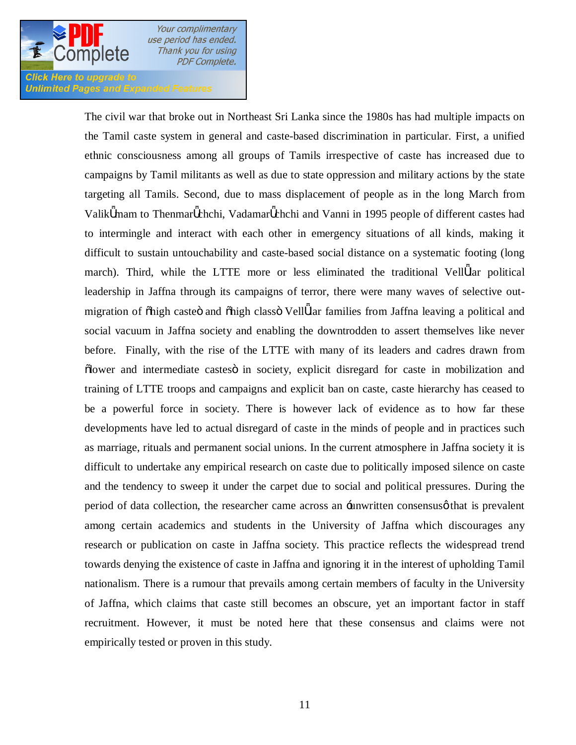The civil war that broke out in Northeast Sri Lanka since the 1980s has had multiple impacts on the Tamil caste system in general and caste-based discrimination in particular. First, a unified ethnic consciousness among all groups of Tamils irrespective of caste has increased due to campaigns by Tamil militants as well as due to state oppression and military actions by the state targeting all Tamils. Second, due to mass displacement of people as in the long March from Valikǖnam to Thenmarǖchchi, Vadamarǖchchi and Vanni in 1995 people of different castes had to intermingle and interact with each other in emergency situations of all kinds, making it difficult to sustain untouchability and caste-based social distance on a systematic footing (long march). Third, while the LTTE more or less eliminated the traditional Vellǖar political leadership in Jaffna through its campaigns of terror, there were many waves of selective out-migration of "high caste" and "high class" Vellǖar families from Jaffna leaving a political and social vacuum in Jaffna society and enabling the downtrodden to assert themselves like never before. Finally, with the rise of the LTTE with many of its leaders and cadres drawn from "lower and intermediate castes" in society, explicit disregard for caste in mobilization and training of LTTE troops and campaigns and explicit ban on caste, caste hierarchy has ceased to be a powerful force in society. There is however lack of evidence as to how far these developments have led to actual disregard of caste in the minds of people and in practices such as marriage, rituals and permanent social unions. In the current atmosphere in Jaffna society it is difficult to undertake any empirical research on caste due to politically imposed silence on caste and the tendency to sweep it under the carpet due to social and political pressures. During the period of data collection, the researcher came across an 'unwritten consensus' that is prevalent among certain academics and students in the University of Jaffna which discourages any research or publication on caste in Jaffna society. This practice reflects the widespread trend towards denying the existence of caste in Jaffna and ignoring it in the interest of upholding Tamil nationalism. There is a rumour that prevails among certain members of faculty in the University of Jaffna, which claims that caste still becomes an obscure, yet an important factor in staff recruitment. However, it must be noted here that these consensus and claims were not empirically tested or proven in this study.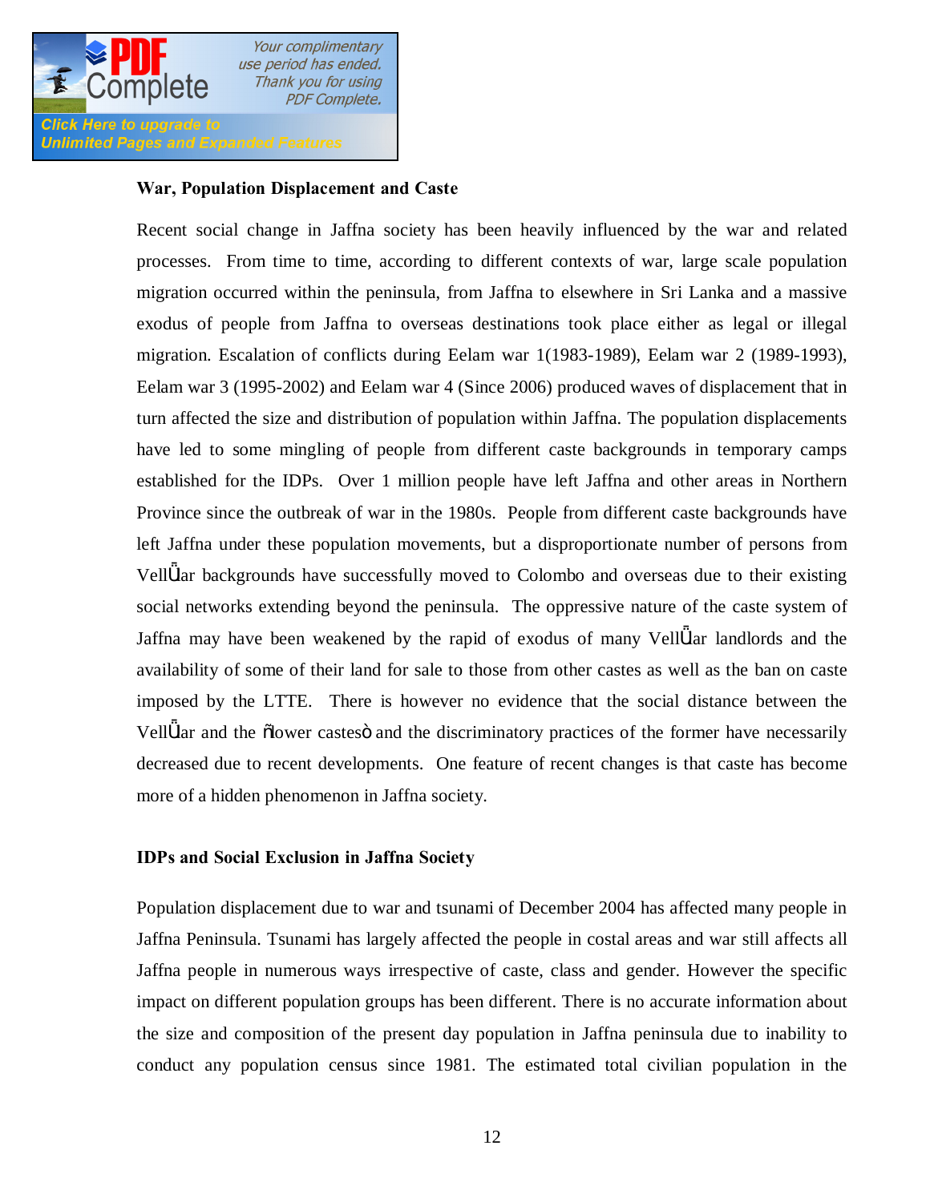### War, Population Displacement and Caste

Recent social change in Jaffna society has been heavily influenced by the war and related processes. From time to time, according to different contexts of war, large scale population migration occurred within the peninsula, from Jaffna to elsewhere in Sri Lanka and a massive exodus of people from Jaffna to overseas destinations took place either as legal or illegal migration. Escalation of conflicts during Eelam war 1(1983-1989), Eelam war 2 (1989-1993), Eelam war 3 (1995-2002) and Eelam war 4 (Since 2006) produced waves of displacement that in turn affected the size and distribution of population within Jaffna. The population displacements have led to some mingling of people from different caste backgrounds in temporary camps established for the IDPs. Over 1 million people have left Jaffna and other areas in Northern Province since the outbreak of war in the 1980s. People from different caste backgrounds have left Jaffna under these population movements, but a disproportionate number of persons from Vellāar backgrounds have successfully moved to Colombo and overseas due to their existing social networks extending beyond the peninsula. The oppressive nature of the caste system of Jaffna may have been weakened by the rapid of exodus of many Vellāar landlords and the availability of some of their land for sale to those from other castes as well as the ban on caste imposed by the LTTE. There is however no evidence that the social distance between the Vellāar and the "lower castes" and the discriminatory practices of the former have necessarily decreased due to recent developments. One feature of recent changes is that caste has become more of a hidden phenomenon in Jaffna society.

### IDPs and Social Exclusion in Jaffna Society

Population displacement due to war and tsunami of December 2004 has affected many people in Jaffna Peninsula. Tsunami has largely affected the people in costal areas and war still affects all Jaffna people in numerous ways irrespective of caste, class and gender. However the specific impact on different population groups has been different. There is no accurate information about the size and composition of the present day population in Jaffna peninsula due to inability to conduct any population census since 1981. The estimated total civilian population in the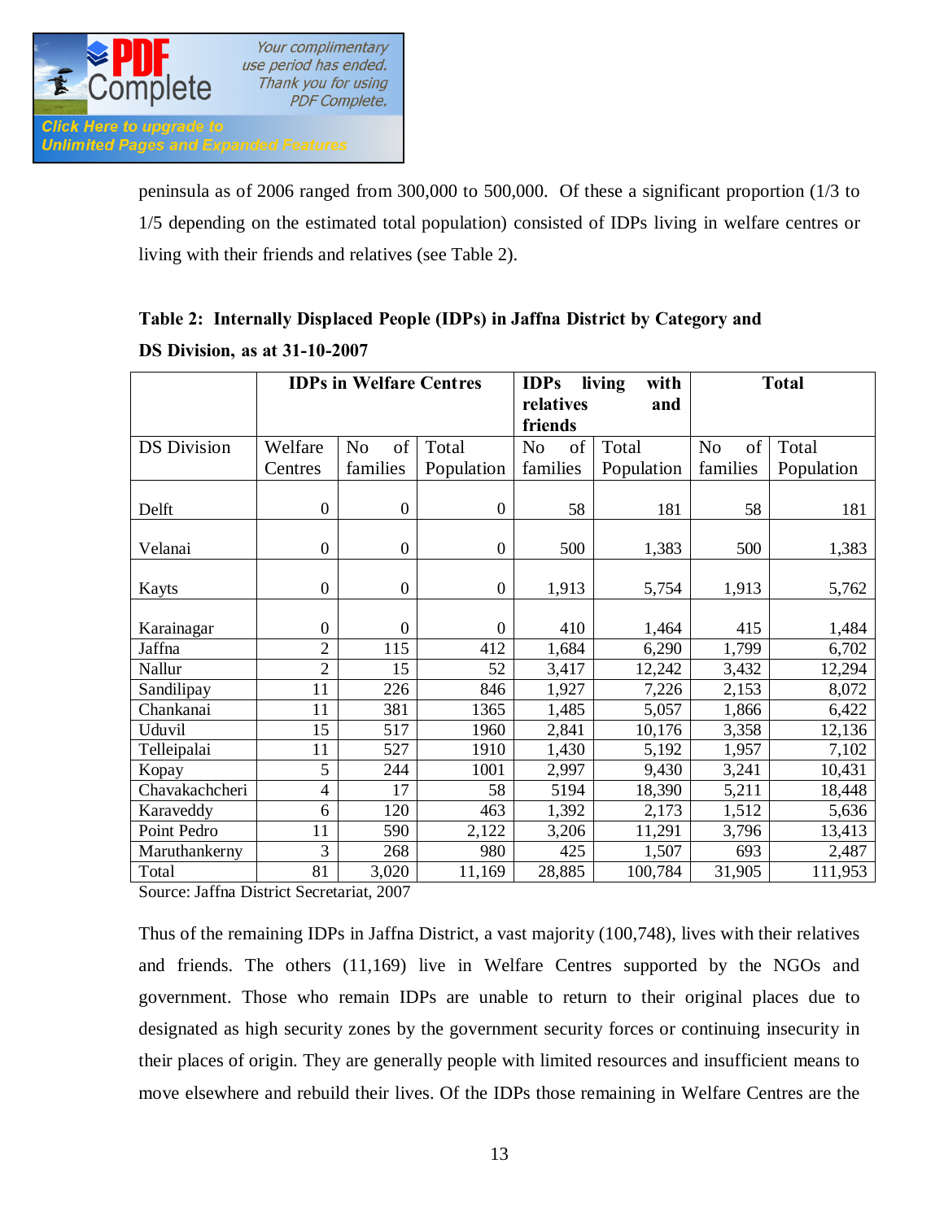peninsula as of 2006 ranged from 300,000 to 500,000. Of these a significant proportion (1/3 to 1/5 depending on the estimated total population) consisted of IDPs living in welfare centres or living with their friends and relatives (see Table 2).

**Table 2: Internally Displaced People (IDPs) in Jaffna District by Category and DS Division, as at 31-10-2007**

| | **IDPs in Welfare Centres** | | | **IDPs living with relatives and friends** | | **Total** | |
|---|---|---|---|---|---|---|---|
| DS Division | Welfare Centres | No of families | Total Population | No of families | Total Population | No of families | Total Population |
| Delft | 0 | 0 | 0 | 58 | 181 | 58 | 181 |
| Velanai | 0 | 0 | 0 | 500 | 1,383 | 500 | 1,383 |
| Kayts | 0 | 0 | 0 | 1,913 | 5,754 | 1,913 | 5,762 |
| Karainagar | 0 | 0 | 0 | 410 | 1,464 | 415 | 1,484 |
| Jaffna | 2 | 115 | 412 | 1,684 | 6,290 | 1,799 | 6,702 |
| Nallur | 2 | 15 | 52 | 3,417 | 12,242 | 3,432 | 12,294 |
| Sandilipay | 11 | 226 | 846 | 1,927 | 7,226 | 2,153 | 8,072 |
| Chankanai | 11 | 381 | 1365 | 1,485 | 5,057 | 1,866 | 6,422 |
| Uduvil | 15 | 517 | 1960 | 2,841 | 10,176 | 3,358 | 12,136 |
| Telleipalai | 11 | 527 | 1910 | 1,430 | 5,192 | 1,957 | 7,102 |
| Kopay | 5 | 244 | 1001 | 2,997 | 9,430 | 3,241 | 10,431 |
| Chavakachcheri | 4 | 17 | 58 | 5194 | 18,390 | 5,211 | 18,448 |
| Karaveddy | 6 | 120 | 463 | 1,392 | 2,173 | 1,512 | 5,636 |
| Point Pedro | 11 | 590 | 2,122 | 3,206 | 11,291 | 3,796 | 13,413 |
| Maruthankerny | 3 | 268 | 980 | 425 | 1,507 | 693 | 2,487 |
| Total | 81 | 3,020 | 11,169 | 28,885 | 100,784 | 31,905 | 111,953 |

Source: Jaffna District Secretariat, 2007

Thus of the remaining IDPs in Jaffna District, a vast majority (100,748), lives with their relatives and friends. The others (11,169) live in Welfare Centres supported by the NGOs and government. Those who remain IDPs are unable to return to their original places due to designated as high security zones by the government security forces or continuing insecurity in their places of origin. They are generally people with limited resources and insufficient means to move elsewhere and rebuild their lives. Of the IDPs those remaining in Welfare Centres are the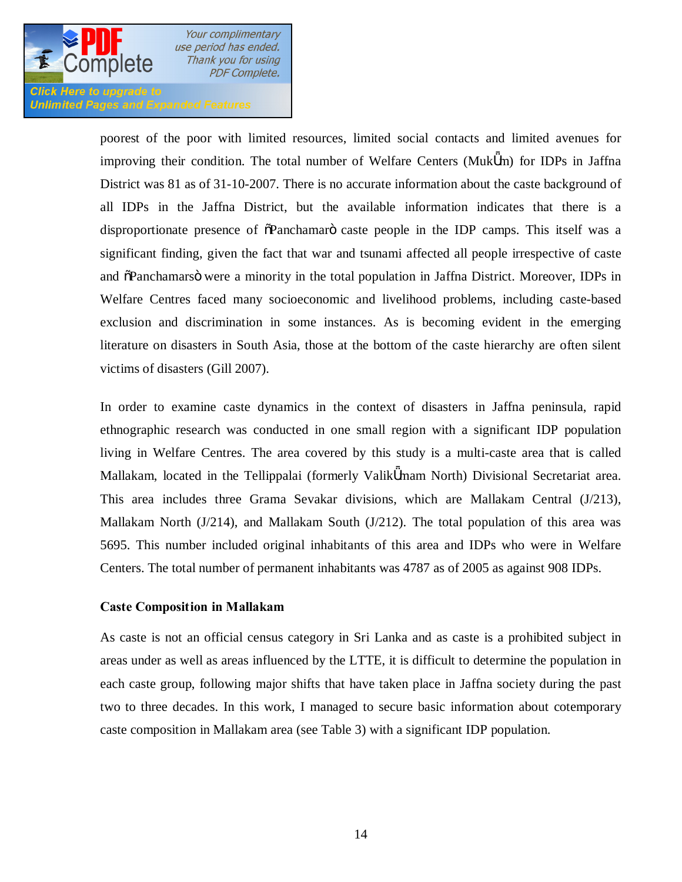poorest of the poor with limited resources, limited social contacts and limited avenues for improving their condition. The total number of Welfare Centers (MukŰm) for IDPs in Jaffna District was 81 as of 31-10-2007. There is no accurate information about the caste background of all IDPs in the Jaffna District, but the available information indicates that there is a disproportionate presence of õPanchamarö caste people in the IDP camps. This itself was a significant finding, given the fact that war and tsunami affected all people irrespective of caste and õPanchamarsö were a minority in the total population in Jaffna District. Moreover, IDPs in Welfare Centres faced many socioeconomic and livelihood problems, including caste-based exclusion and discrimination in some instances. As is becoming evident in the emerging literature on disasters in South Asia, those at the bottom of the caste hierarchy are often silent victims of disasters (Gill 2007).

In order to examine caste dynamics in the context of disasters in Jaffna peninsula, rapid ethnographic research was conducted in one small region with a significant IDP population living in Welfare Centres. The area covered by this study is a multi-caste area that is called Mallakam, located in the Tellippalai (formerly ValikŰnam North) Divisional Secretariat area. This area includes three Grama Sevakar divisions, which are Mallakam Central (J/213), Mallakam North (J/214), and Mallakam South (J/212). The total population of this area was 5695. This number included original inhabitants of this area and IDPs who were in Welfare Centers. The total number of permanent inhabitants was 4787 as of 2005 as against 908 IDPs.

**Caste Composition in Mallakam**

As caste is not an official census category in Sri Lanka and as caste is a prohibited subject in areas under as well as areas influenced by the LTTE, it is difficult to determine the population in each caste group, following major shifts that have taken place in Jaffna society during the past two to three decades. In this work, I managed to secure basic information about cotemporary caste composition in Mallakam area (see Table 3) with a significant IDP population.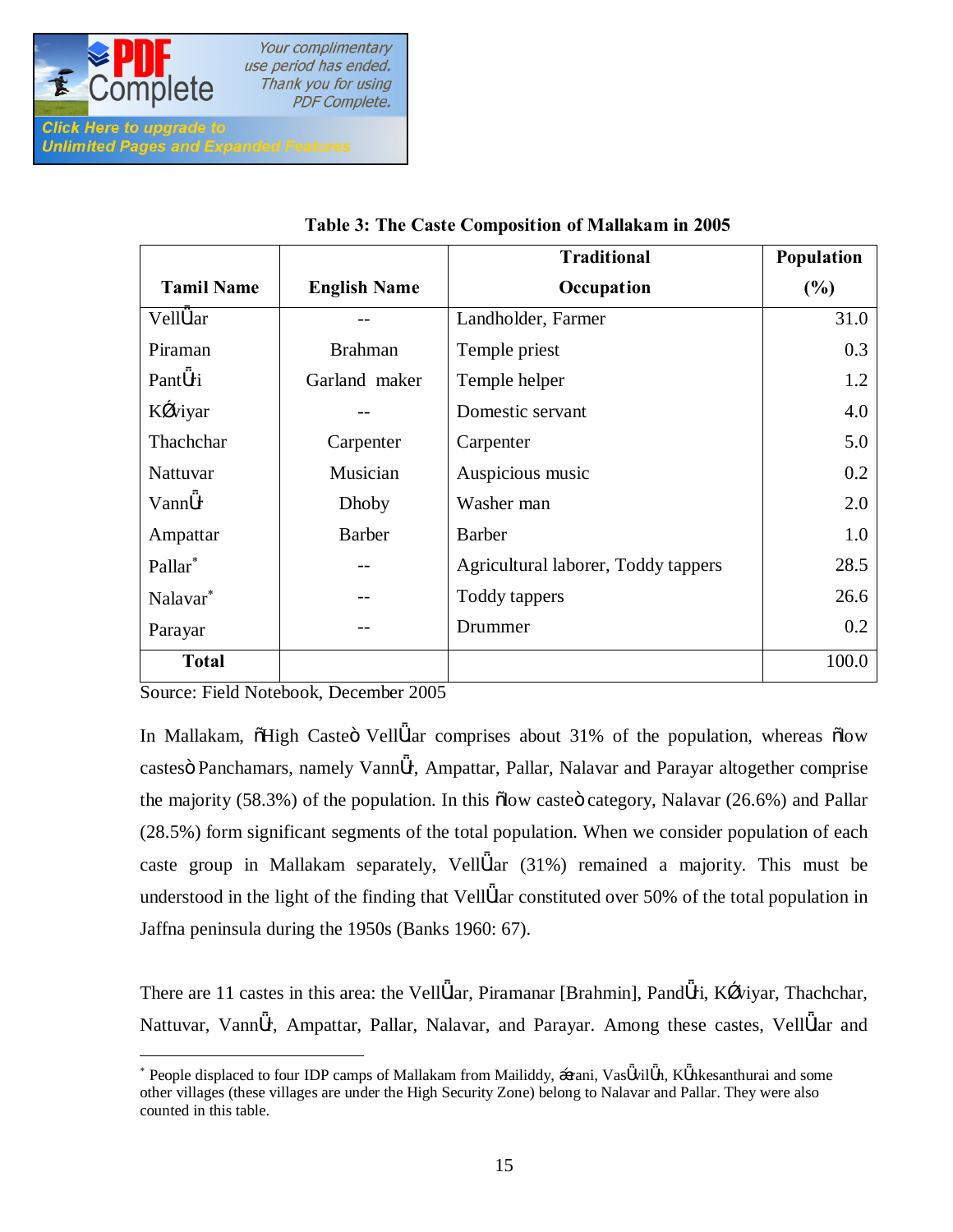**Table 3: The Caste Composition of Mallakam in 2005**

| Tamil Name | English Name | Traditional Occupation | Population (%) |
|---|---|---|---|
| VellŰar | -- | Landholder, Farmer | 31.0 |
| Piraman | Brahman | Temple priest | 0.3 |
| PantŰri | Garland maker | Temple helper | 1.2 |
| KŐviyar | -- | Domestic servant | 4.0 |
| Thachchar | Carpenter | Carpenter | 5.0 |
| Nattuvar | Musician | Auspicious music | 0.2 |
| VannŰr | Dhoby | Washer man | 2.0 |
| Ampattar | Barber | Barber | 1.0 |
| Pallar* | -- | Agricultural laborer, Toddy tappers | 28.5 |
| Nalavar* | -- | Toddy tappers | 26.6 |
| Parayar | -- | Drummer | 0.2 |
| **Total** | | | 100.0 |

Source: Field Notebook, December 2005

In Mallakam, "High Caste" VellŰar comprises about 31% of the population, whereas "low castes" Panchamars, namely VannŰr, Ampattar, Pallar, Nalavar and Parayar altogether comprise the majority (58.3%) of the population. In this "low caste" category, Nalavar (26.6%) and Pallar (28.5%) form significant segments of the total population. When we consider population of each caste group in Mallakam separately, VellŰar (31%) remained a majority. This must be understood in the light of the finding that VellŰar constituted over 50% of the total population in Jaffna peninsula during the 1950s (Banks 1960: 67).

There are 11 castes in this area: the VellŰar, Piramanar [Brahmin], PandŰri, KŐviyar, Thachchar, Nattuvar, VannŰr, Ampattar, Pallar, Nalavar, and Parayar. Among these castes, VellŰar and

---

* People displaced to four IDP camps of Mallakam from Mailiddy, Ērani, VasŰvilŰn, KŰnkesanthurai and some other villages (these villages are under the High Security Zone) belong to Nalavar and Pallar. They were also counted in this table.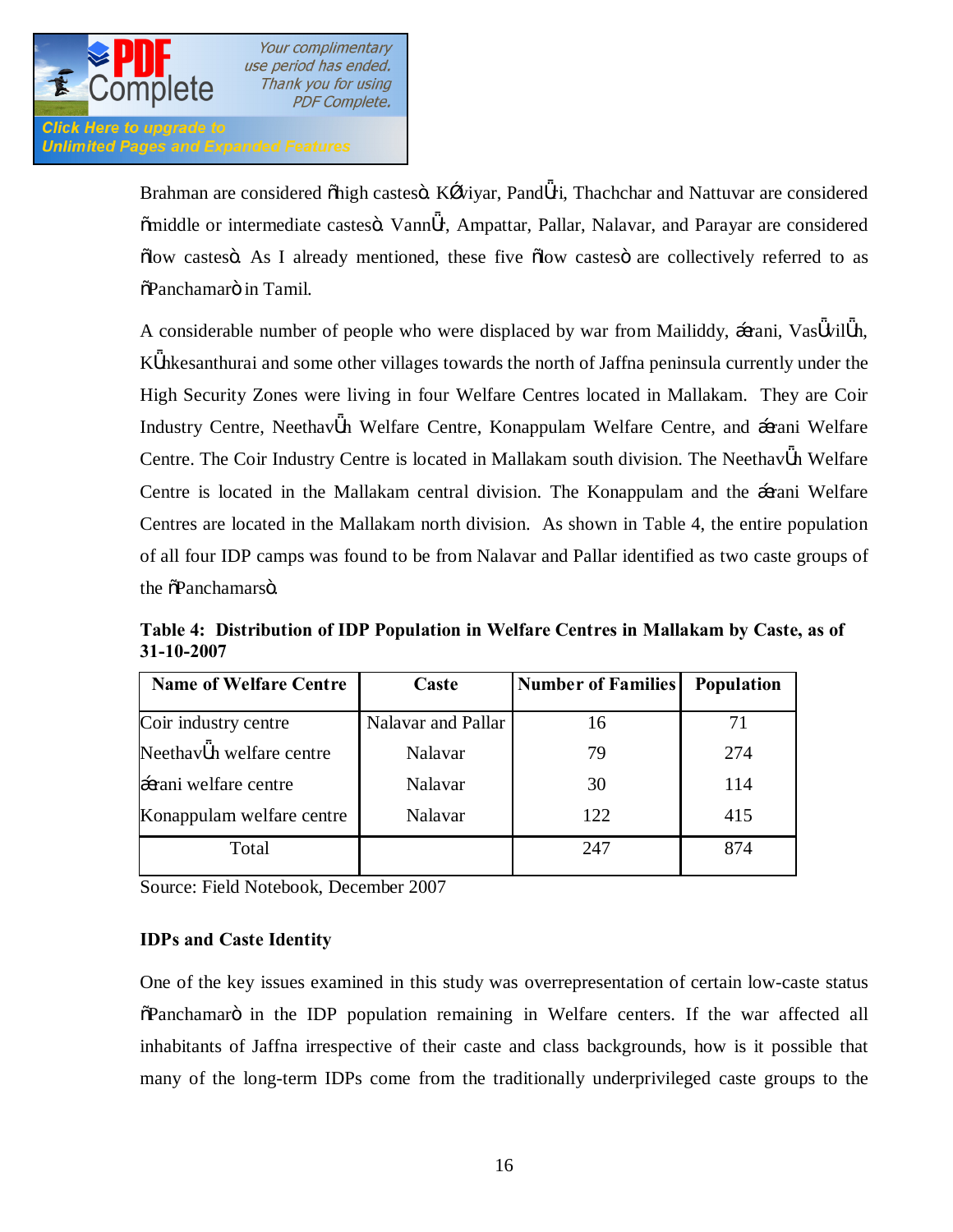Brahman are considered õhigh castesö. KÓviyar, PandŮri, Thachchar and Nattuvar are considered õmiddle or intermediate castesö. VannŮr, Ampattar, Pallar, Nalavar, and Parayar are considered õlow castesö. As I already mentioned, these five õlow castesö are collectively referred to as õPanchamarö in Tamil.

A considerable number of people who were displaced by war from Mailiddy, áerani, VasŮvilŮn, KŮnkesanthurai and some other villages towards the north of Jaffna peninsula currently under the High Security Zones were living in four Welfare Centres located in Mallakam. They are Coir Industry Centre, NeethavŮn Welfare Centre, Konappulam Welfare Centre, and áerani Welfare Centre. The Coir Industry Centre is located in Mallakam south division. The NeethavŮn Welfare Centre is located in the Mallakam central division. The Konappulam and the áerani Welfare Centres are located in the Mallakam north division. As shown in Table 4, the entire population of all four IDP camps was found to be from Nalavar and Pallar identified as two caste groups of the õPanchamarsö.

**Table 4: Distribution of IDP Population in Welfare Centres in Mallakam by Caste, as of 31-10-2007**

| Name of Welfare Centre | Caste | Number of Families | Population |
|---|---|---|---|
| Coir industry centre | Nalavar and Pallar | 16 | 71 |
| NeethavŮn welfare centre | Nalavar | 79 | 274 |
| áerani welfare centre | Nalavar | 30 | 114 |
| Konappulam welfare centre | Nalavar | 122 | 415 |
| Total | | 247 | 874 |

Source: Field Notebook, December 2007

**IDPs and Caste Identity**

One of the key issues examined in this study was overrepresentation of certain low-caste status õPanchamarö in the IDP population remaining in Welfare centers. If the war affected all inhabitants of Jaffna irrespective of their caste and class backgrounds, how is it possible that many of the long-term IDPs come from the traditionally underprivileged caste groups to the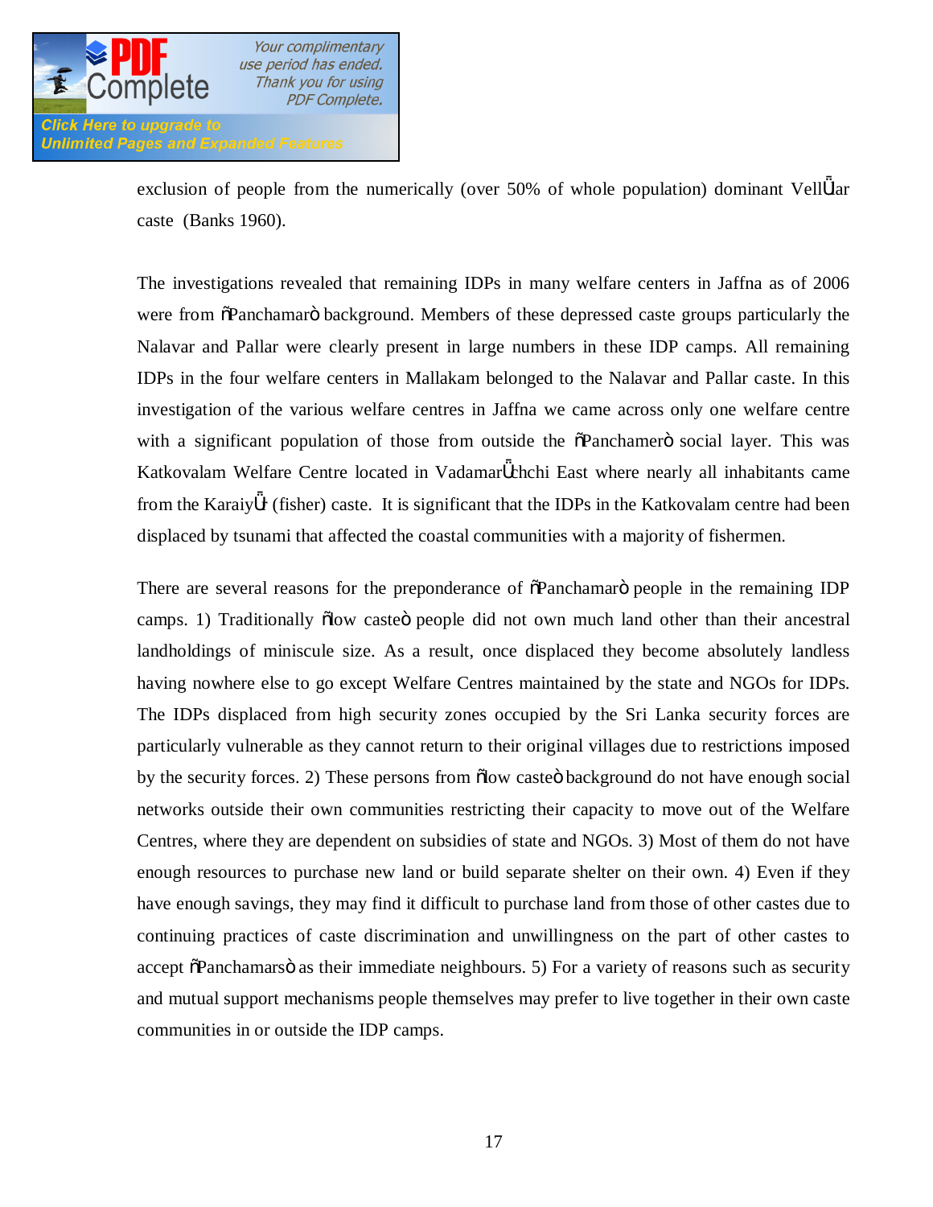exclusion of people from the numerically (over 50% of whole population) dominant VellŪar caste (Banks 1960).

The investigations revealed that remaining IDPs in many welfare centers in Jaffna as of 2006 were from "Panchamar" background. Members of these depressed caste groups particularly the Nalavar and Pallar were clearly present in large numbers in these IDP camps. All remaining IDPs in the four welfare centers in Mallakam belonged to the Nalavar and Pallar caste. In this investigation of the various welfare centres in Jaffna we came across only one welfare centre with a significant population of those from outside the "Panchamer" social layer. This was Katkovalam Welfare Centre located in VadamarŪchchi East where nearly all inhabitants came from the KaraiyŪr (fisher) caste. It is significant that the IDPs in the Katkovalam centre had been displaced by tsunami that affected the coastal communities with a majority of fishermen.

There are several reasons for the preponderance of "Panchamar" people in the remaining IDP camps. 1) Traditionally "low caste" people did not own much land other than their ancestral landholdings of miniscule size. As a result, once displaced they become absolutely landless having nowhere else to go except Welfare Centres maintained by the state and NGOs for IDPs. The IDPs displaced from high security zones occupied by the Sri Lanka security forces are particularly vulnerable as they cannot return to their original villages due to restrictions imposed by the security forces. 2) These persons from "low caste" background do not have enough social networks outside their own communities restricting their capacity to move out of the Welfare Centres, where they are dependent on subsidies of state and NGOs. 3) Most of them do not have enough resources to purchase new land or build separate shelter on their own. 4) Even if they have enough savings, they may find it difficult to purchase land from those of other castes due to continuing practices of caste discrimination and unwillingness on the part of other castes to accept "Panchamars" as their immediate neighbours. 5) For a variety of reasons such as security and mutual support mechanisms people themselves may prefer to live together in their own caste communities in or outside the IDP camps.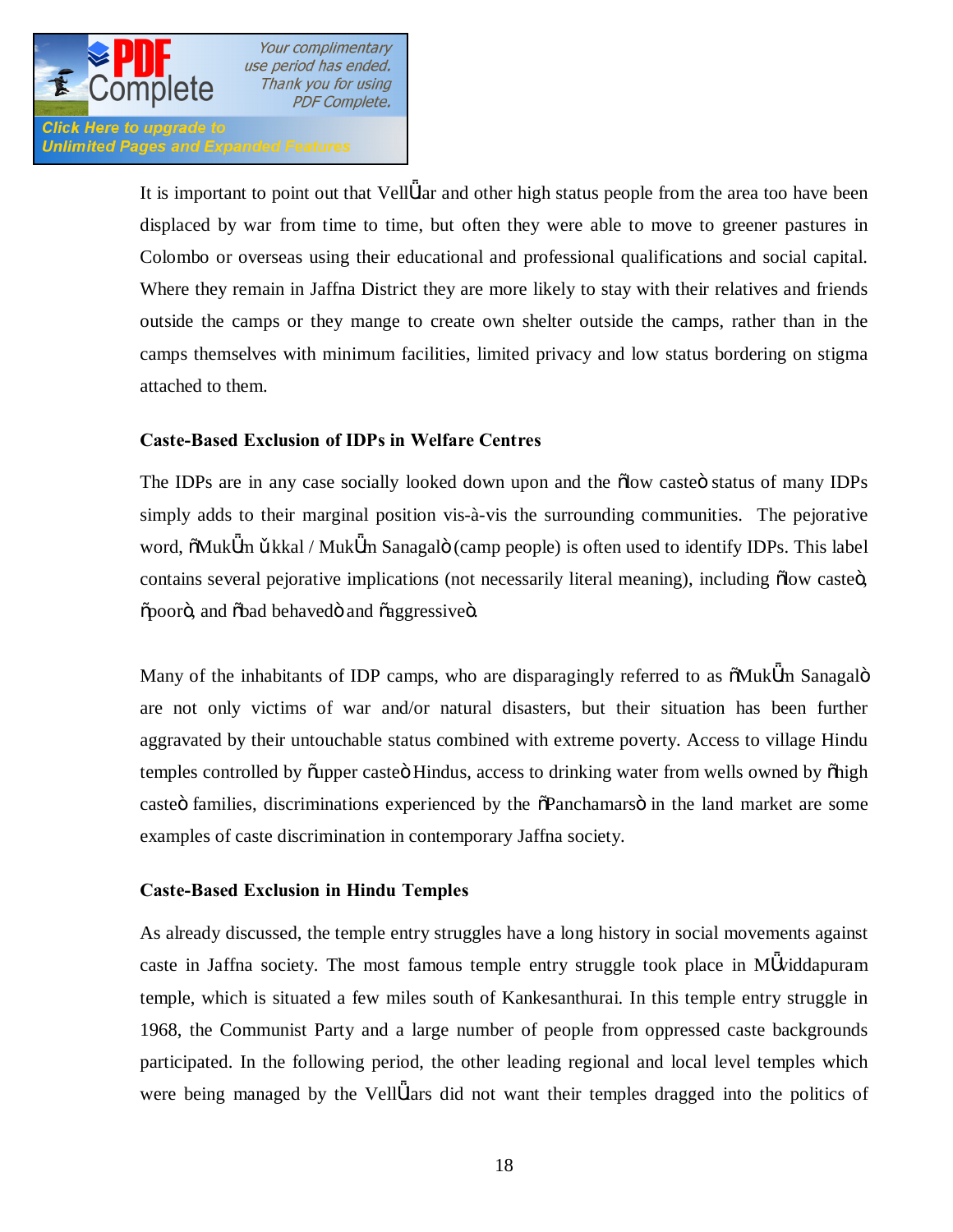It is important to point out that VellŮar and other high status people from the area too have been displaced by war from time to time, but often they were able to move to greener pastures in Colombo or overseas using their educational and professional qualifications and social capital. Where they remain in Jaffna District they are more likely to stay with their relatives and friends outside the camps or they mange to create own shelter outside the camps, rather than in the camps themselves with minimum facilities, limited privacy and low status bordering on stigma attached to them.

### Caste-Based Exclusion of IDPs in Welfare Centres

The IDPs are in any case socially looked down upon and the “low caste” status of many IDPs simply adds to their marginal position vis-à-vis the surrounding communities. The pejorative word, “MukŮm ŭkkal / MukŮm Sanagal” (camp people) is often used to identify IDPs. This label contains several pejorative implications (not necessarily literal meaning), including “low caste”, “poor”, and “bad behaved” and “aggressive”.

Many of the inhabitants of IDP camps, who are disparagingly referred to as “MukŮm Sanagal” are not only victims of war and/or natural disasters, but their situation has been further aggravated by their untouchable status combined with extreme poverty. Access to village Hindu temples controlled by “upper caste” Hindus, access to drinking water from wells owned by “high caste” families, discriminations experienced by the “Panchamars” in the land market are some examples of caste discrimination in contemporary Jaffna society.

### Caste-Based Exclusion in Hindu Temples

As already discussed, the temple entry struggles have a long history in social movements against caste in Jaffna society. The most famous temple entry struggle took place in MŮviddapuram temple, which is situated a few miles south of Kankesanthurai. In this temple entry struggle in 1968, the Communist Party and a large number of people from oppressed caste backgrounds participated. In the following period, the other leading regional and local level temples which were being managed by the VellŮars did not want their temples dragged into the politics of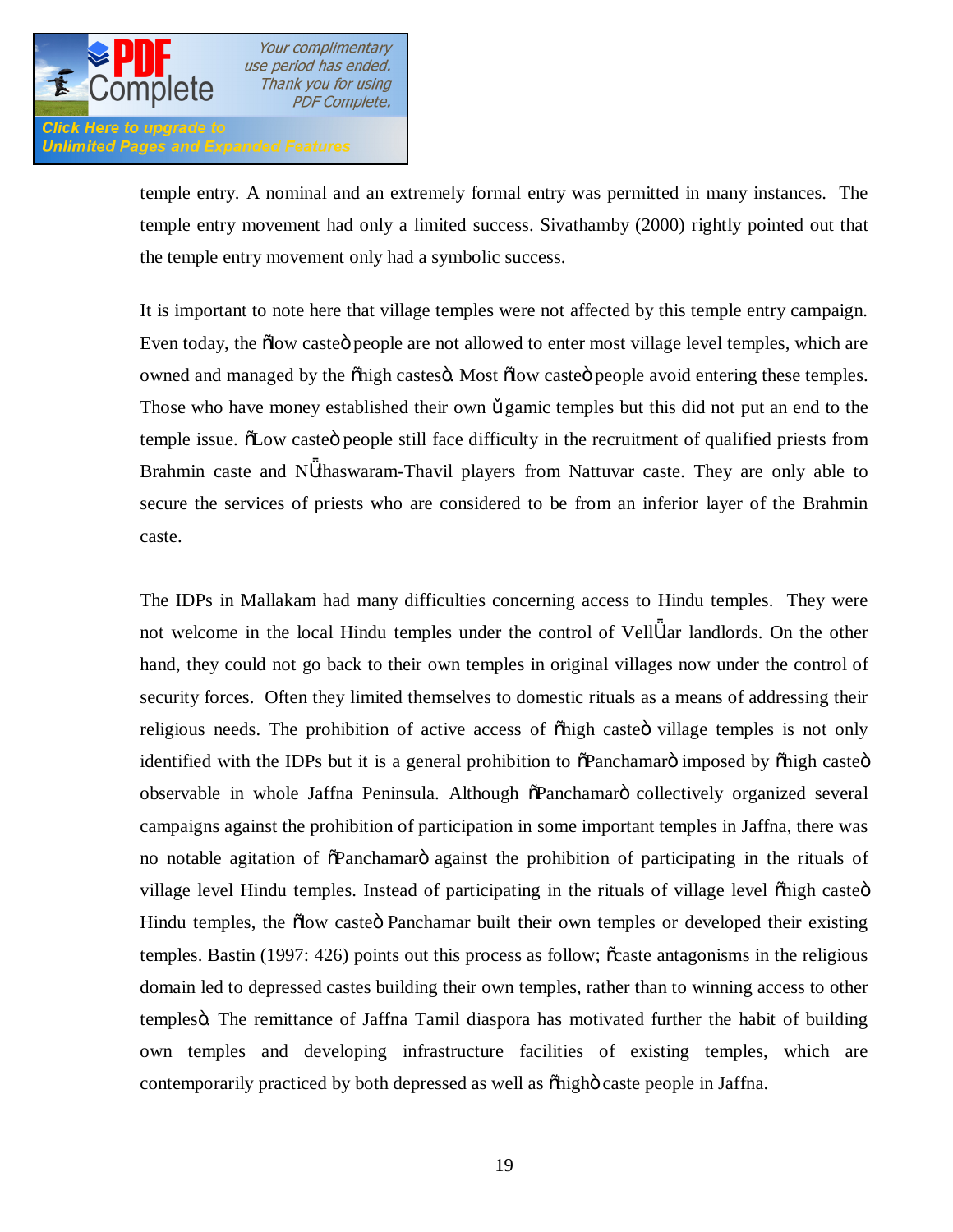temple entry. A nominal and an extremely formal entry was permitted in many instances. The temple entry movement had only a limited success. Sivathamby (2000) rightly pointed out that the temple entry movement only had a symbolic success.

It is important to note here that village temples were not affected by this temple entry campaign. Even today, the "low caste" people are not allowed to enter most village level temples, which are owned and managed by the "high castes". Most "low caste" people avoid entering these temples. Those who have money established their own āgamic temples but this did not put an end to the temple issue. "Low caste" people still face difficulty in the recruitment of qualified priests from Brahmin caste and Nāthaswaram-Thavil players from Nattuvar caste. They are only able to secure the services of priests who are considered to be from an inferior layer of the Brahmin caste.

The IDPs in Mallakam had many difficulties concerning access to Hindu temples. They were not welcome in the local Hindu temples under the control of Vellālar landlords. On the other hand, they could not go back to their own temples in original villages now under the control of security forces. Often they limited themselves to domestic rituals as a means of addressing their religious needs. The prohibition of active access of "high caste" village temples is not only identified with the IDPs but it is a general prohibition to "Panchamar" imposed by "high caste" observable in whole Jaffna Peninsula. Although "Panchamar" collectively organized several campaigns against the prohibition of participation in some important temples in Jaffna, there was no notable agitation of "Panchamar" against the prohibition of participating in the rituals of village level Hindu temples. Instead of participating in the rituals of village level "high caste" Hindu temples, the "low caste" Panchamar built their own temples or developed their existing temples. Bastin (1997: 426) points out this process as follow; "caste antagonisms in the religious domain led to depressed castes building their own temples, rather than to winning access to other temples". The remittance of Jaffna Tamil diaspora has motivated further the habit of building own temples and developing infrastructure facilities of existing temples, which are contemporarily practiced by both depressed as well as "high" caste people in Jaffna.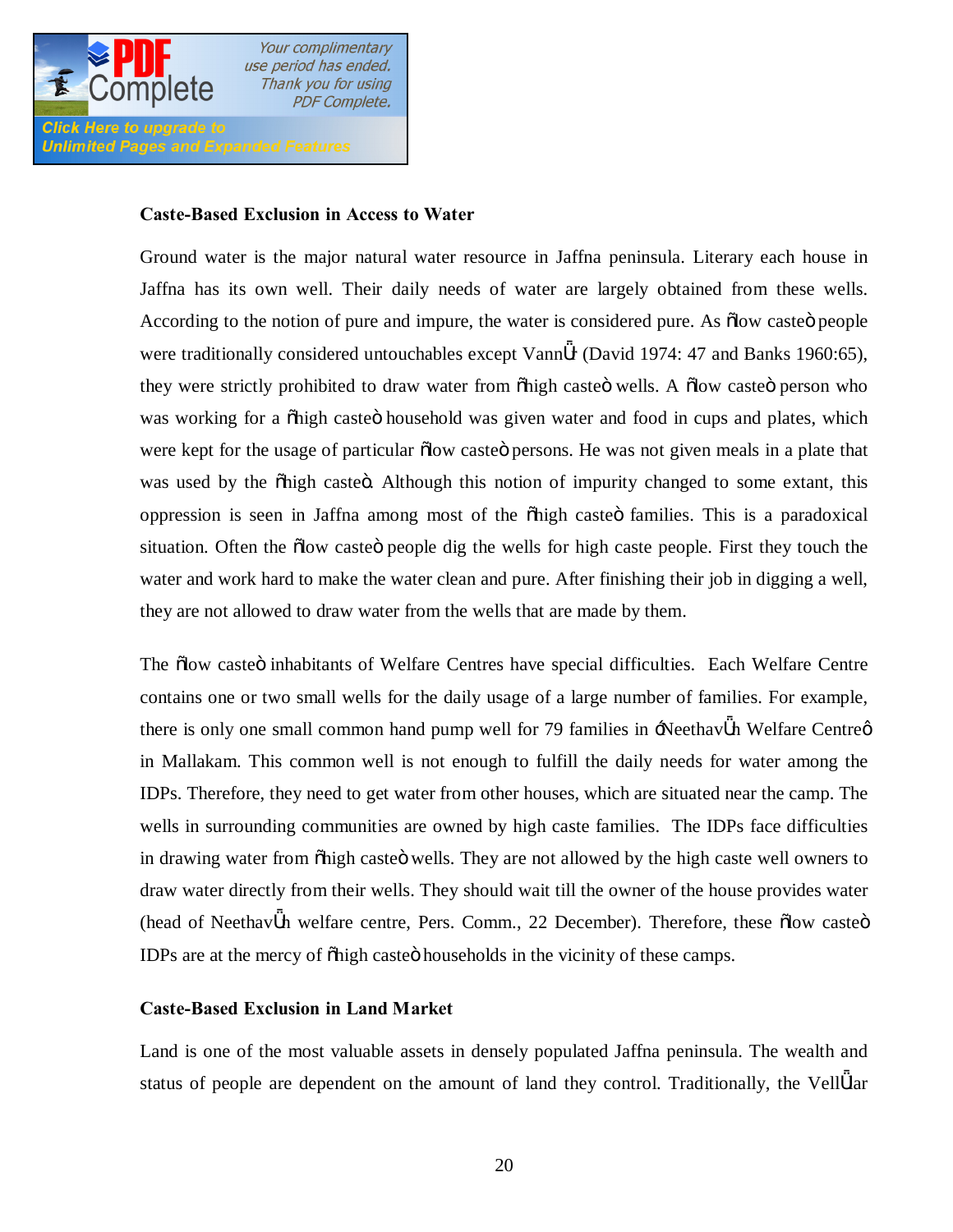**Caste-Based Exclusion in Access to Water**

Ground water is the major natural water resource in Jaffna peninsula. Literary each house in Jaffna has its own well. Their daily needs of water are largely obtained from these wells. According to the notion of pure and impure, the water is considered pure. As "low caste" people were traditionally considered untouchables except Vannār (David 1974: 47 and Banks 1960:65), they were strictly prohibited to draw water from "high caste" wells. A "low caste" person who was working for a "high caste" household was given water and food in cups and plates, which were kept for the usage of particular "low caste" persons. He was not given meals in a plate that was used by the "high caste". Although this notion of impurity changed to some extant, this oppression is seen in Jaffna among most of the "high caste" families. This is a paradoxical situation. Often the "low caste" people dig the wells for high caste people. First they touch the water and work hard to make the water clean and pure. After finishing their job in digging a well, they are not allowed to draw water from the wells that are made by them.

The "low caste" inhabitants of Welfare Centres have special difficulties. Each Welfare Centre contains one or two small wells for the daily usage of a large number of families. For example, there is only one small common hand pump well for 79 families in 'Neethavān Welfare Centre' in Mallakam. This common well is not enough to fulfill the daily needs for water among the IDPs. Therefore, they need to get water from other houses, which are situated near the camp. The wells in surrounding communities are owned by high caste families. The IDPs face difficulties in drawing water from "high caste" wells. They are not allowed by the high caste well owners to draw water directly from their wells. They should wait till the owner of the house provides water (head of Neethavān welfare centre, Pers. Comm., 22 December). Therefore, these "low caste" IDPs are at the mercy of "high caste" households in the vicinity of these camps.

**Caste-Based Exclusion in Land Market**

Land is one of the most valuable assets in densely populated Jaffna peninsula. The wealth and status of people are dependent on the amount of land they control. Traditionally, the Vellālar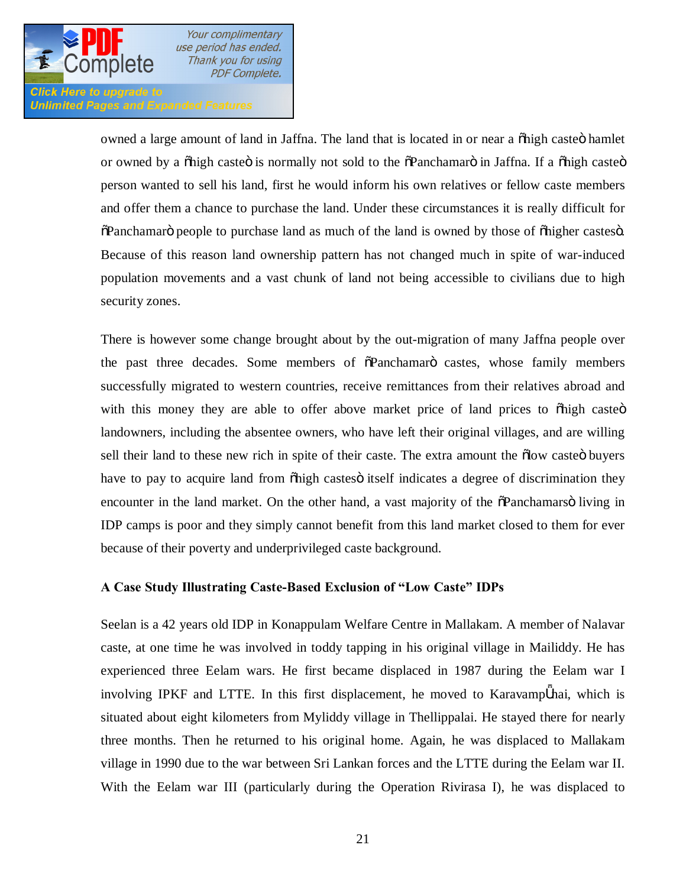owned a large amount of land in Jaffna. The land that is located in or near a "high caste" hamlet or owned by a "high caste" is normally not sold to the "Panchamar" in Jaffna. If a "high caste" person wanted to sell his land, first he would inform his own relatives or fellow caste members and offer them a chance to purchase the land. Under these circumstances it is really difficult for "Panchamar" people to purchase land as much of the land is owned by those of "higher castes". Because of this reason land ownership pattern has not changed much in spite of war-induced population movements and a vast chunk of land not being accessible to civilians due to high security zones.

There is however some change brought about by the out-migration of many Jaffna people over the past three decades. Some members of "Panchamar" castes, whose family members successfully migrated to western countries, receive remittances from their relatives abroad and with this money they are able to offer above market price of land prices to "high caste" landowners, including the absentee owners, who have left their original villages, and are willing sell their land to these new rich in spite of their caste. The extra amount the "low caste" buyers have to pay to acquire land from "high castes" itself indicates a degree of discrimination they encounter in the land market. On the other hand, a vast majority of the "Panchamars" living in IDP camps is poor and they simply cannot benefit from this land market closed to them for ever because of their poverty and underprivileged caste background.

**A Case Study Illustrating Caste-Based Exclusion of "Low Caste" IDPs**

Seelan is a 42 years old IDP in Konappulam Welfare Centre in Mallakam. A member of Nalavar caste, at one time he was involved in toddy tapping in his original village in Mailiddy. He has experienced three Eelam wars. He first became displaced in 1987 during the Eelam war I involving IPKF and LTTE. In this first displacement, he moved to Karavampuhai, which is situated about eight kilometers from Myliddy village in Thellippalai. He stayed there for nearly three months. Then he returned to his original home. Again, he was displaced to Mallakam village in 1990 due to the war between Sri Lankan forces and the LTTE during the Eelam war II. With the Eelam war III (particularly during the Operation Rivirasa I), he was displaced to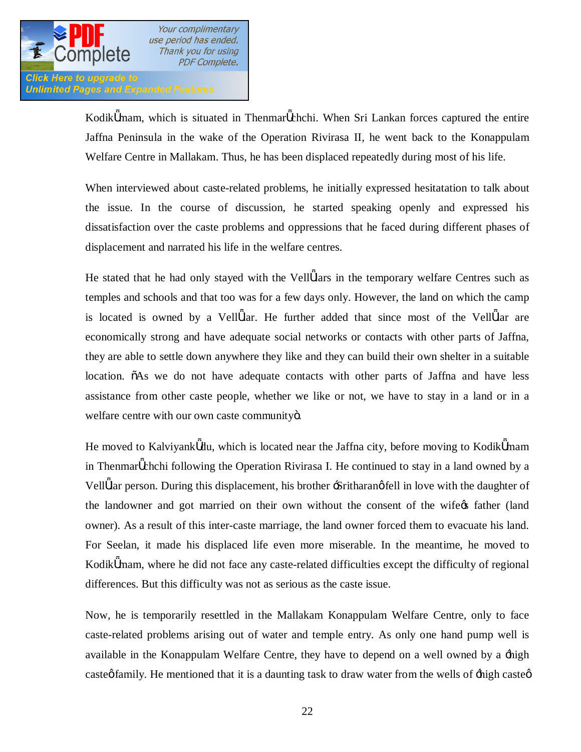KodikǕmam, which is situated in ThenmarǕchchi. When Sri Lankan forces captured the entire Jaffna Peninsula in the wake of the Operation Rivirasa II, he went back to the Konappulam Welfare Centre in Mallakam. Thus, he has been displaced repeatedly during most of his life.

When interviewed about caste-related problems, he initially expressed hesitatation to talk about the issue. In the course of discussion, he started speaking openly and expressed his dissatisfaction over the caste problems and oppressions that he faced during different phases of displacement and narrated his life in the welfare centres.

He stated that he had only stayed with the VellǕlars in the temporary welfare Centres such as temples and schools and that too was for a few days only. However, the land on which the camp is located is owned by a VellǕlar. He further added that since most of the VellǕlar are economically strong and have adequate social networks or contacts with other parts of Jaffna, they are able to settle down anywhere they like and they can build their own shelter in a suitable location. "As we do not have adequate contacts with other parts of Jaffna and have less assistance from other caste people, whether we like or not, we have to stay in a land or in a welfare centre with our own caste community".

He moved to KalviyankǕdu, which is located near the Jaffna city, before moving to KodikǕmam in ThenmarǕchchi following the Operation Rivirasa I. He continued to stay in a land owned by a VellǕlar person. During this displacement, his brother 'Sritharan' fell in love with the daughter of the landowner and got married on their own without the consent of the wife's father (land owner). As a result of this inter-caste marriage, the land owner forced them to evacuate his land. For Seelan, it made his displaced life even more miserable. In the meantime, he moved to KodikǕmam, where he did not face any caste-related difficulties except the difficulty of regional differences. But this difficulty was not as serious as the caste issue.

Now, he is temporarily resettled in the Mallakam Konappulam Welfare Centre, only to face caste-related problems arising out of water and temple entry. As only one hand pump well is available in the Konappulam Welfare Centre, they have to depend on a well owned by a 'high caste' family. He mentioned that it is a daunting task to draw water from the wells of 'high caste'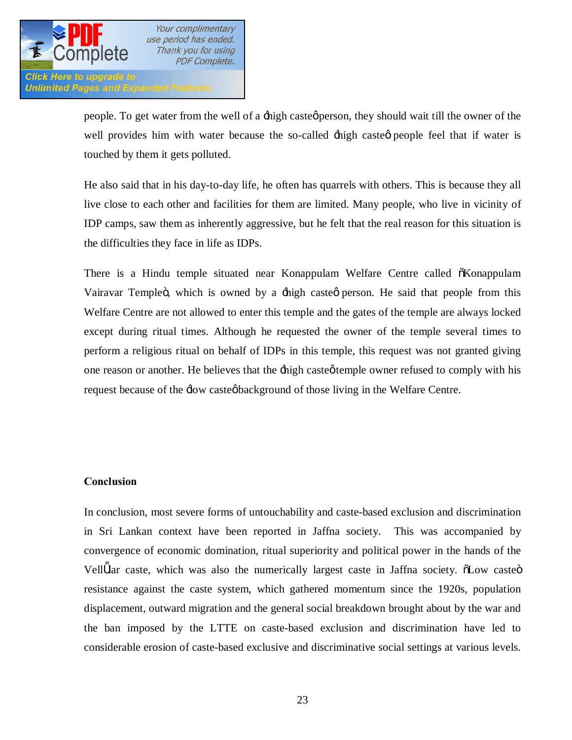people. To get water from the well of a 'high caste' person, they should wait till the owner of the well provides him with water because the so-called 'high caste' people feel that if water is touched by them it gets polluted.

He also said that in his day-to-day life, he often has quarrels with others. This is because they all live close to each other and facilities for them are limited. Many people, who live in vicinity of IDP camps, saw them as inherently aggressive, but he felt that the real reason for this situation is the difficulties they face in life as IDPs.

There is a Hindu temple situated near Konappulam Welfare Centre called "Konappulam Vairavar Temple", which is owned by a 'high caste' person. He said that people from this Welfare Centre are not allowed to enter this temple and the gates of the temple are always locked except during ritual times. Although he requested the owner of the temple several times to perform a religious ritual on behalf of IDPs in this temple, this request was not granted giving one reason or another. He believes that the 'high caste' temple owner refused to comply with his request because of the 'low caste' background of those living in the Welfare Centre.

**Conclusion**

In conclusion, most severe forms of untouchability and caste-based exclusion and discrimination in Sri Lankan context have been reported in Jaffna society. This was accompanied by convergence of economic domination, ritual superiority and political power in the hands of the Vellālar caste, which was also the numerically largest caste in Jaffna society. "Low caste" resistance against the caste system, which gathered momentum since the 1920s, population displacement, outward migration and the general social breakdown brought about by the war and the ban imposed by the LTTE on caste-based exclusion and discrimination have led to considerable erosion of caste-based exclusive and discriminative social settings at various levels.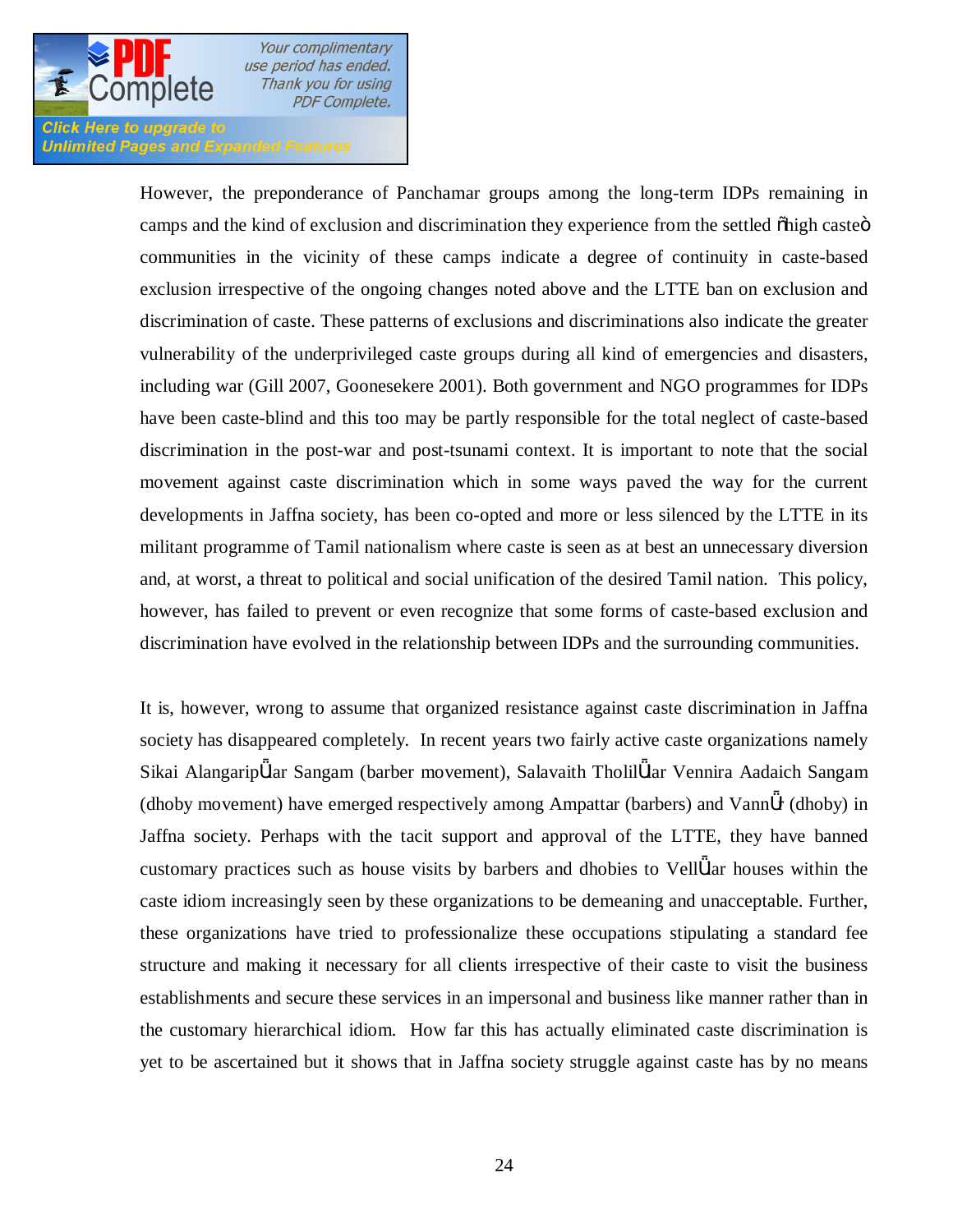However, the preponderance of Panchamar groups among the long-term IDPs remaining in camps and the kind of exclusion and discrimination they experience from the settled "high caste" communities in the vicinity of these camps indicate a degree of continuity in caste-based exclusion irrespective of the ongoing changes noted above and the LTTE ban on exclusion and discrimination of caste. These patterns of exclusions and discriminations also indicate the greater vulnerability of the underprivileged caste groups during all kind of emergencies and disasters, including war (Gill 2007, Goonesekere 2001). Both government and NGO programmes for IDPs have been caste-blind and this too may be partly responsible for the total neglect of caste-based discrimination in the post-war and post-tsunami context. It is important to note that the social movement against caste discrimination which in some ways paved the way for the current developments in Jaffna society, has been co-opted and more or less silenced by the LTTE in its militant programme of Tamil nationalism where caste is seen as at best an unnecessary diversion and, at worst, a threat to political and social unification of the desired Tamil nation. This policy, however, has failed to prevent or even recognize that some forms of caste-based exclusion and discrimination have evolved in the relationship between IDPs and the surrounding communities.

It is, however, wrong to assume that organized resistance against caste discrimination in Jaffna society has disappeared completely. In recent years two fairly active caste organizations namely Sikai Alangaripālar Sangam (barber movement), Salavaith Tholilālar Vennira Aadaich Sangam (dhoby movement) have emerged respectively among Ampattar (barbers) and Vannār (dhoby) in Jaffna society. Perhaps with the tacit support and approval of the LTTE, they have banned customary practices such as house visits by barbers and dhobies to Vellālar houses within the caste idiom increasingly seen by these organizations to be demeaning and unacceptable. Further, these organizations have tried to professionalize these occupations stipulating a standard fee structure and making it necessary for all clients irrespective of their caste to visit the business establishments and secure these services in an impersonal and business like manner rather than in the customary hierarchical idiom. How far this has actually eliminated caste discrimination is yet to be ascertained but it shows that in Jaffna society struggle against caste has by no means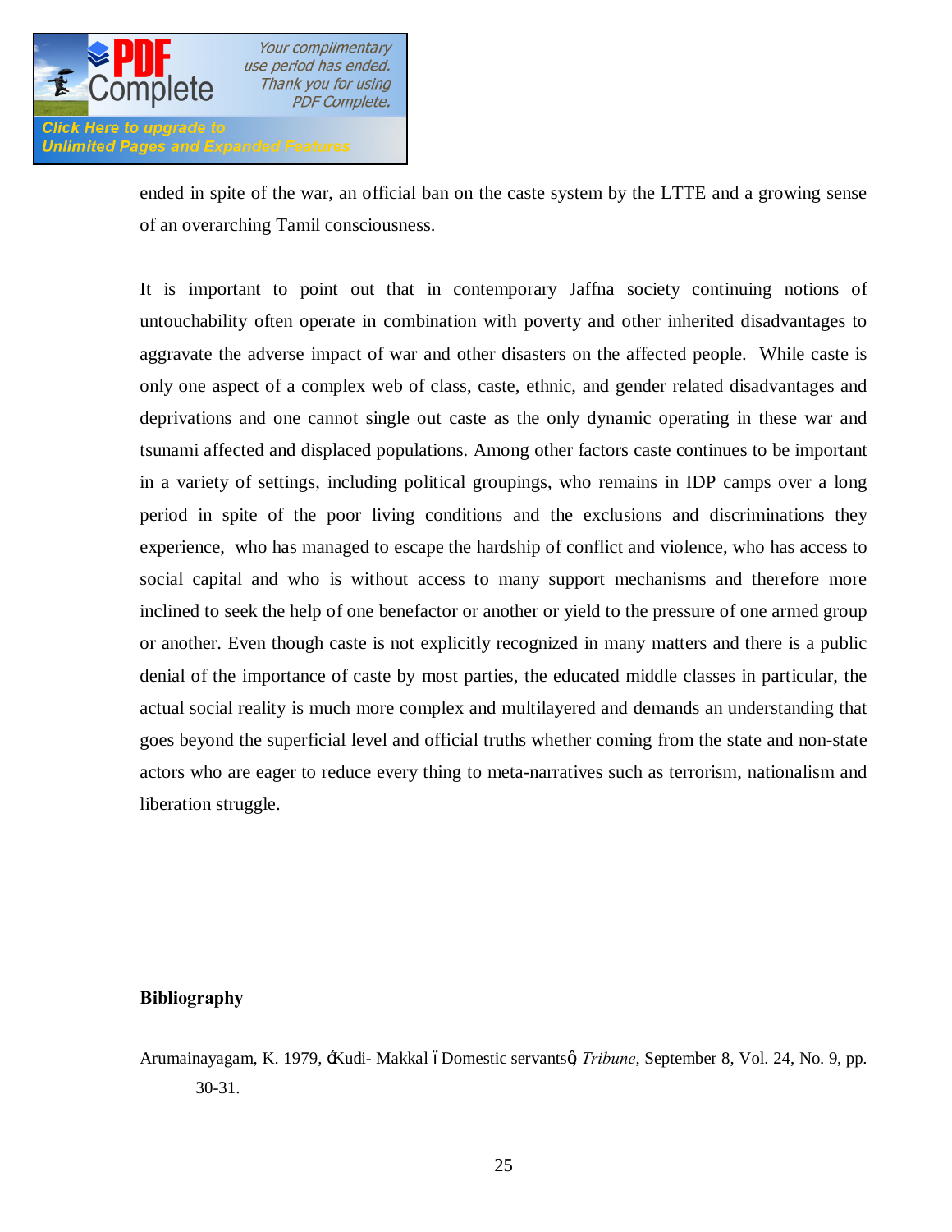ended in spite of the war, an official ban on the caste system by the LTTE and a growing sense of an overarching Tamil consciousness.

It is important to point out that in contemporary Jaffna society continuing notions of untouchability often operate in combination with poverty and other inherited disadvantages to aggravate the adverse impact of war and other disasters on the affected people. While caste is only one aspect of a complex web of class, caste, ethnic, and gender related disadvantages and deprivations and one cannot single out caste as the only dynamic operating in these war and tsunami affected and displaced populations. Among other factors caste continues to be important in a variety of settings, including political groupings, who remains in IDP camps over a long period in spite of the poor living conditions and the exclusions and discriminations they experience, who has managed to escape the hardship of conflict and violence, who has access to social capital and who is without access to many support mechanisms and therefore more inclined to seek the help of one benefactor or another or yield to the pressure of one armed group or another. Even though caste is not explicitly recognized in many matters and there is a public denial of the importance of caste by most parties, the educated middle classes in particular, the actual social reality is much more complex and multilayered and demands an understanding that goes beyond the superficial level and official truths whether coming from the state and non-state actors who are eager to reduce every thing to meta-narratives such as terrorism, nationalism and liberation struggle.

## Bibliography

Arumainayagam, K. 1979, 'Kudi- Makkal – Domestic servants', *Tribune*, September 8, Vol. 24, No. 9, pp. 30-31.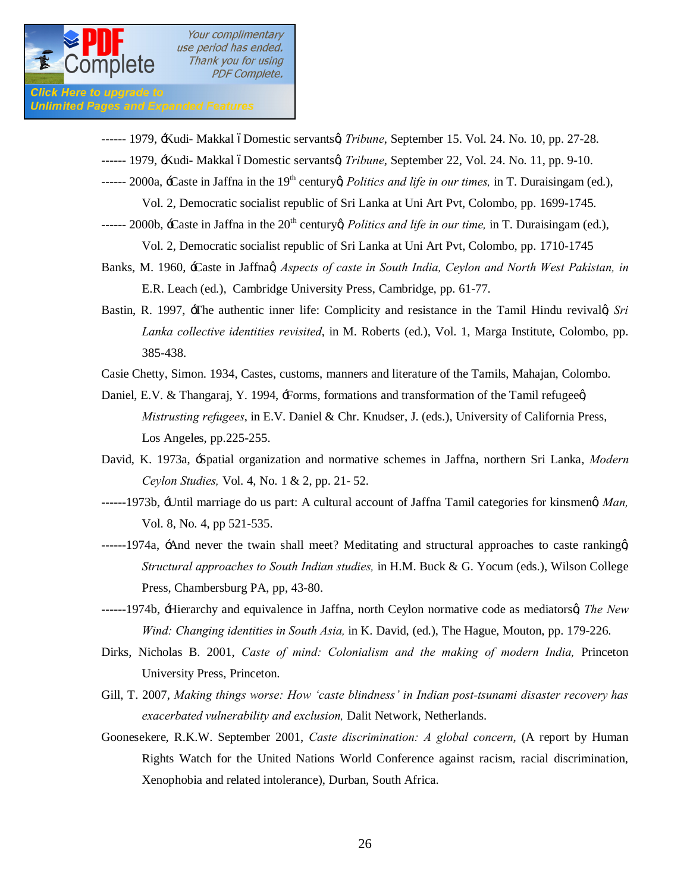------ 1979, 'Kudi- Makkal – Domestic servants', *Tribune*, September 15. Vol. 24. No. 10, pp. 27-28.

------ 1979, 'Kudi- Makkal – Domestic servants', *Tribune*, September 22, Vol. 24. No. 11, pp. 9-10.

------ 2000a, 'Caste in Jaffna in the 19th century', *Politics and life in our times,* in T. Duraisingam (ed.), Vol. 2, Democratic socialist republic of Sri Lanka at Uni Art Pvt, Colombo, pp. 1699-1745.

------ 2000b, 'Caste in Jaffna in the 20th century', *Politics and life in our time,* in T. Duraisingam (ed.), Vol. 2, Democratic socialist republic of Sri Lanka at Uni Art Pvt, Colombo, pp. 1710-1745

Banks, M. 1960, 'Caste in Jaffna', *Aspects of caste in South India, Ceylon and North West Pakistan, in* E.R. Leach (ed.), Cambridge University Press, Cambridge, pp. 61-77.

Bastin, R. 1997, 'The authentic inner life: Complicity and resistance in the Tamil Hindu revival', *Sri Lanka collective identities revisited*, in M. Roberts (ed.), Vol. 1, Marga Institute, Colombo, pp. 385-438.

Casie Chetty, Simon. 1934, Castes, customs, manners and literature of the Tamils, Mahajan, Colombo.

Daniel, E.V. & Thangaraj, Y. 1994, 'Forms, formations and transformation of the Tamil refugee', *Mistrusting refugees*, in E.V. Daniel & Chr. Knudser, J. (eds.), University of California Press, Los Angeles, pp.225-255.

David, K. 1973a, 'Spatial organization and normative schemes in Jaffna, northern Sri Lanka, *Modern Ceylon Studies,* Vol. 4, No. 1 & 2, pp. 21- 52.

------1973b, 'Until marriage do us part: A cultural account of Jaffna Tamil categories for kinsmen', *Man,* Vol. 8, No. 4, pp 521-535.

------1974a, 'And never the twain shall meet? Meditating and structural approaches to caste ranking', *Structural approaches to South Indian studies,* in H.M. Buck & G. Yocum (eds.), Wilson College Press, Chambersburg PA, pp, 43-80.

------1974b, 'Hierarchy and equivalence in Jaffna, north Ceylon normative code as mediators', *The New Wind: Changing identities in South Asia,* in K. David, (ed.), The Hague, Mouton, pp. 179-226.

Dirks, Nicholas B. 2001, *Caste of mind: Colonialism and the making of modern India,* Princeton University Press, Princeton.

Gill, T. 2007, *Making things worse: How 'caste blindness' in Indian post-tsunami disaster recovery has exacerbated vulnerability and exclusion,* Dalit Network, Netherlands.

Goonesekere, R.K.W. September 2001, *Caste discrimination: A global concern*, (A report by Human Rights Watch for the United Nations World Conference against racism, racial discrimination, Xenophobia and related intolerance), Durban, South Africa.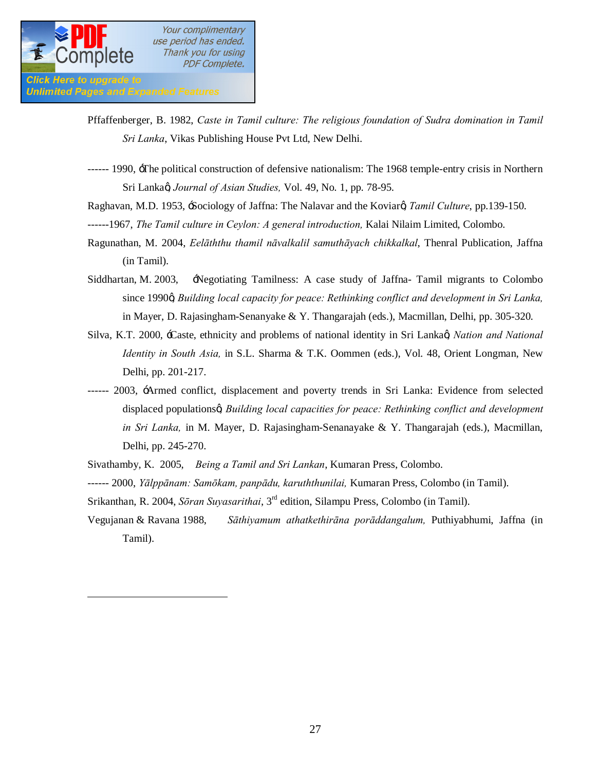Pfaffenberger, B. 1982, *Caste in Tamil culture: The religious foundation of Sudra domination in Tamil Sri Lanka*, Vikas Publishing House Pvt Ltd, New Delhi.

------ 1990, 'The political construction of defensive nationalism: The 1968 temple-entry crisis in Northern Sri Lanka', *Journal of Asian Studies,* Vol. 49, No. 1, pp. 78-95.

Raghavan, M.D. 1953, 'Sociology of Jaffna: The Nalavar and the Koviar', *Tamil Culture*, pp.139-150.

------1967, *The Tamil culture in Ceylon: A general introduction,* Kalai Nilaim Limited, Colombo.

Ragunathan, M. 2004, *Eelāththu thamil nāvalkalil samuthāyach chikkalkal*, Thenral Publication, Jaffna (in Tamil).

Siddhartan, M. 2003, 'Negotiating Tamilness: A case study of Jaffna- Tamil migrants to Colombo since 1990', *Building local capacity for peace: Rethinking conflict and development in Sri Lanka,* in Mayer, D. Rajasingham-Senanyake & Y. Thangarajah (eds.), Macmillan, Delhi, pp. 305-320.

Silva, K.T. 2000, 'Caste, ethnicity and problems of national identity in Sri Lanka', *Nation and National Identity in South Asia,* in S.L. Sharma & T.K. Oommen (eds.), Vol. 48, Orient Longman, New Delhi, pp. 201-217.

------ 2003, 'Armed conflict, displacement and poverty trends in Sri Lanka: Evidence from selected displaced populations', *Building local capacities for peace: Rethinking conflict and development in Sri Lanka,* in M. Mayer, D. Rajasingham-Senanayake & Y. Thangarajah (eds.), Macmillan, Delhi, pp. 245-270.

Sivathamby, K. 2005, *Being a Tamil and Sri Lankan*, Kumaran Press, Colombo.

------ 2000, *Yālppānam: Samōkam, panpādu, karuththunilai,* Kumaran Press, Colombo (in Tamil).

Srikanthan, R. 2004, *Sōran Suyasarithai*, 3rd edition, Silampu Press, Colombo (in Tamil).

Vegujanan & Ravana 1988, *Sāthiyamum athatkethirāna porāddangalum,* Puthiyabhumi, Jaffna (in Tamil).